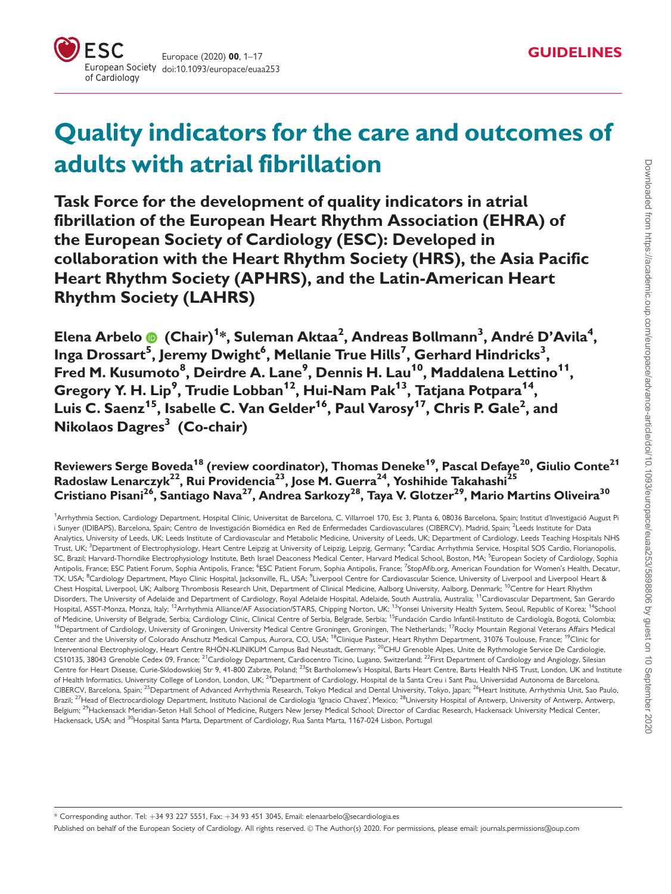GUIDELINES

# Quality indicators for the care and outcomes of adults with atrial fibrillation

## Task Force for the development of quality indicators in atrial fibrillation of the European Heart Rhythm Association (EHRA) of the European Society of Cardiology (ESC): Developed in collaboration with the Heart Rhythm Society (HRS), the Asia Pacific Heart Rhythm Society (APHRS), and the Latin-American Heart Rhythm Society (LAHRS)

**Elena Arbelo (Chair)[1]\*, Suleman Aktaa[2], Andreas Bollmann[3], André D'Avila[4], Inga Drossart[5], Jeremy Dwight[6], Mellanie True Hills[7], Gerhard Hindricks[3], Fred M. Kusumoto[8], Deirdre A. Lane[9], Dennis H. Lau[10], Maddalena Lettino[11], Gregory Y. H. Lip[9], Trudie Lobban[12], Hui-Nam Pak[13], Tatjana Potpara[14], Luis C. Saenz[15], Isabelle C. Van Gelder[16], Paul Varosy[17], Chris P. Gale[2], and Nikolaos Dagres[3] (Co-chair)**

**Reviewers Serge Boveda[18] (review coordinator), Thomas Deneke[19], Pascal Defaye[20], Giulio Conte[21] Radoslaw Lenarczyk[22], Rui Providencia[23], Jose M. Guerra[24], Yoshihide Takahashi[25] Cristiano Pisani[26], Santiago Nava[27], Andrea Sarkozy[28], Taya V. Glotzer[29], Mario Martins Oliveira[30]**

[1]Arrhythmia Section, Cardiology Department, Hospital Clínic, Universitat de Barcelona, C. Villarroel 170, Esc 3, Planta 6, 08036 Barcelona, Spain; Institut d'Investigació August Pi i Sunyer (IDIBAPS), Barcelona, Spain; Centro de Investigación Biomédica en Red de Enfermedades Cardiovasculares (CIBERCV), Madrid, Spain; [2]Leeds Institute for Data Analytics, University of Leeds, UK; Leeds Institute of Cardiovascular and Metabolic Medicine, University of Leeds, UK; Department of Cardiology, Leeds Teaching Hospitals NHS Trust, UK; [3]Department of Electrophysiology, Heart Centre Leipzig at University of Leipzig, Leipzig, Germany; [4]Cardiac Arrhythmia Service, Hospital SOS Cardio, Florianopolis, SC, Brazil; Harvard-Thorndike Electrophysiology Institute, Beth Israel Deaconess Medical Center, Harvard Medical School, Boston, MA; [5]European Society of Cardiology, Sophia Antipolis, France; ESC Patient Forum, Sophia Antipolis, France; [6]ESC Patient Forum, Sophia Antipolis, France; [7]StopAfib.org, American Foundation for Women's Health, Decatur, TX, USA; [8]Cardiology Department, Mayo Clinic Hospital, Jacksonville, FL, USA; [9]Liverpool Centre for Cardiovascular Science, University of Liverpool and Liverpool Heart & Chest Hospital, Liverpool, UK; Aalborg Thrombosis Research Unit, Department of Clinical Medicine, Aalborg University, Aalborg, Denmark; [10]Centre for Heart Rhythm Disorders, The University of Adelaide and Department of Cardiology, Royal Adelaide Hospital, Adelaide, South Australia, Australia; [11]Cardiovascular Department, San Gerardo Hospital, ASST-Monza, Monza, Italy; [12]Arrhythmia Alliance/AF Association/STARS, Chipping Norton, UK; [13]Yonsei University Health System, Seoul, Republic of Korea; [14]School of Medicine, University of Belgrade, Serbia; Cardiology Clinic, Clinical Centre of Serbia, Belgrade, Serbia; [15]Fundación Cardio Infantil-Instituto de Cardiología, Bogotá, Colombia; [16]Department of Cardiology, University of Groningen, University Medical Centre Groningen, Groningen, The Netherlands; [17]Rocky Mountain Regional Veterans Affairs Medical Center and the University of Colorado Anschutz Medical Campus, Aurora, CO, USA; [18]Clinique Pasteur, Heart Rhythm Department, 31076 Toulouse, France; [19]Clinic for Interventional Electrophysiology, Heart Centre RHÖN-KLINIKUM Campus Bad Neustadt, Germany; [20]CHU Grenoble Alpes, Unite de Rythmologie Service De Cardiologie, CS10135, 38043 Grenoble Cedex 09, France; [21]Cardiology Department, Cardiocentro Ticino, Lugano, Switzerland; [22]First Department of Cardiology and Angiology, Silesian Centre for Heart Disease, Curie-Sklodowskiej Str 9, 41-800 Zabrze, Poland; [23]St Bartholomew's Hospital, Barts Heart Centre, Barts Health NHS Trust, London, UK and Institute of Health Informatics, University College of London, London, UK; [24]Department of Cardiology, Hospital de la Santa Creu i Sant Pau, Universidad Autonoma de Barcelona, CIBERCV, Barcelona, Spain; [25]Department of Advanced Arrhythmia Research, Tokyo Medical and Dental University, Tokyo, Japan; [26]Heart Institute, Arrhythmia Unit, Sao Paulo, Brazil; [27]Head of Electrocardiology Department, Instituto Nacional de Cardiologia 'Ignacio Chavez', Mexico; [28]University Hospital of Antwerp, University of Antwerp, Antwerp, Belgium; [29]Hackensack Meridian-Seton Hall School of Medicine, Rutgers New Jersey Medical School; Director of Cardiac Research, Hackensack University Medical Center, Hackensack, USA; and [30]Hospital Santa Marta, Department of Cardiology, Rua Santa Marta, 1167-024 Lisbon, Portugal

\* Corresponding author. Tel: +34 93 227 5551, Fax: +34 93 451 3045, Email: elenaarbelo@secardiologia.es

Published on behalf of the European Society of Cardiology. All rights reserved. © The Author(s) 2020. For permissions, please email: journals.permissions@oup.com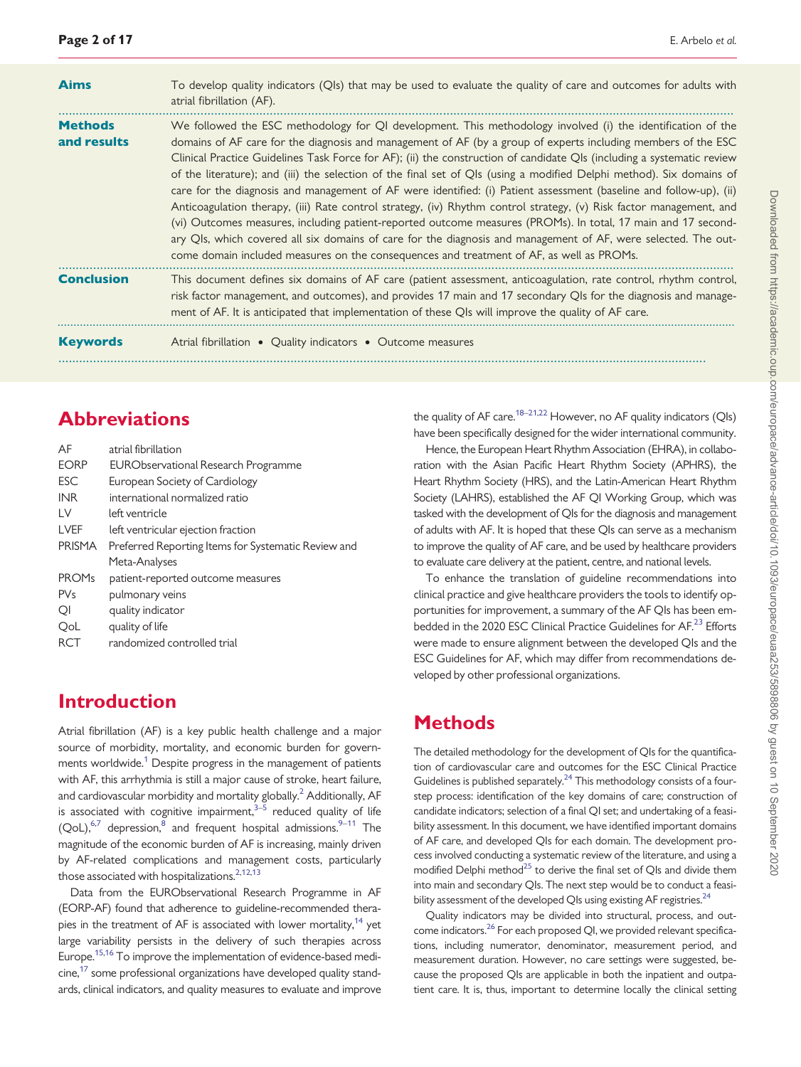| | |
|---|---|
| **Aims** | To develop quality indicators (QIs) that may be used to evaluate the quality of care and outcomes for adults with atrial fibrillation (AF). |
| **Methods and results** | We followed the ESC methodology for QI development. This methodology involved (i) the identification of the domains of AF care for the diagnosis and management of AF (by a group of experts including members of the ESC Clinical Practice Guidelines Task Force for AF); (ii) the construction of candidate QIs (including a systematic review of the literature); and (iii) the selection of the final set of QIs (using a modified Delphi method). Six domains of care for the diagnosis and management of AF were identified: (i) Patient assessment (baseline and follow-up), (ii) Anticoagulation therapy, (iii) Rate control strategy, (iv) Rhythm control strategy, (v) Risk factor management, and (vi) Outcomes measures, including patient-reported outcome measures (PROMs). In total, 17 main and 17 secondary QIs, which covered all six domains of care for the diagnosis and management of AF, were selected. The outcome domain included measures on the consequences and treatment of AF, as well as PROMs. |
| **Conclusion** | This document defines six domains of AF care (patient assessment, anticoagulation, rate control, rhythm control, risk factor management, and outcomes), and provides 17 main and 17 secondary QIs for the diagnosis and management of AF. It is anticipated that implementation of these QIs will improve the quality of AF care. |
| **Keywords** | Atrial fibrillation • Quality indicators • Outcome measures |

## Abbreviations

| | |
|---|---|
| AF | atrial fibrillation |
| EORP | EURObservational Research Programme |
| ESC | European Society of Cardiology |
| INR | international normalized ratio |
| LV | left ventricle |
| LVEF | left ventricular ejection fraction |
| PRISMA | Preferred Reporting Items for Systematic Review and Meta-Analyses |
| PROMs | patient-reported outcome measures |
| PVs | pulmonary veins |
| QI | quality indicator |
| QoL | quality of life |
| RCT | randomized controlled trial |

## Introduction

Atrial fibrillation (AF) is a key public health challenge and a major source of morbidity, mortality, and economic burden for governments worldwide.[1] Despite progress in the management of patients with AF, this arrhythmia is still a major cause of stroke, heart failure, and cardiovascular morbidity and mortality globally.[2] Additionally, AF is associated with cognitive impairment,[3–5] reduced quality of life (QoL),[6,7] depression,[8] and frequent hospital admissions.[9–11] The magnitude of the economic burden of AF is increasing, mainly driven by AF-related complications and management costs, particularly those associated with hospitalizations.[2,12,13]

Data from the EURObservational Research Programme in AF (EORP-AF) found that adherence to guideline-recommended therapies in the treatment of AF is associated with lower mortality,[14] yet large variability persists in the delivery of such therapies across Europe.[15,16] To improve the implementation of evidence-based medicine,[17] some professional organizations have developed quality standards, clinical indicators, and quality measures to evaluate and improve the quality of AF care.[18–21,22] However, no AF quality indicators (QIs) have been specifically designed for the wider international community.

Hence, the European Heart Rhythm Association (EHRA), in collaboration with the Asian Pacific Heart Rhythm Society (APHRS), the Heart Rhythm Society (HRS), and the Latin-American Heart Rhythm Society (LAHRS), established the AF QI Working Group, which was tasked with the development of QIs for the diagnosis and management of adults with AF. It is hoped that these QIs can serve as a mechanism to improve the quality of AF care, and be used by healthcare providers to evaluate care delivery at the patient, centre, and national levels.

To enhance the translation of guideline recommendations into clinical practice and give healthcare providers the tools to identify opportunities for improvement, a summary of the AF QIs has been embedded in the 2020 ESC Clinical Practice Guidelines for AF.[23] Efforts were made to ensure alignment between the developed QIs and the ESC Guidelines for AF, which may differ from recommendations developed by other professional organizations.

## Methods

The detailed methodology for the development of QIs for the quantification of cardiovascular care and outcomes for the ESC Clinical Practice Guidelines is published separately.[24] This methodology consists of a four-step process: identification of the key domains of care; construction of candidate indicators; selection of a final QI set; and undertaking of a feasibility assessment. In this document, we have identified important domains of AF care, and developed QIs for each domain. The development process involved conducting a systematic review of the literature, and using a modified Delphi method[25] to derive the final set of QIs and divide them into main and secondary QIs. The next step would be to conduct a feasibility assessment of the developed QIs using existing AF registries.[24]

Quality indicators may be divided into structural, process, and outcome indicators.[26] For each proposed QI, we provided relevant specifications, including numerator, denominator, measurement period, and measurement duration. However, no care settings were suggested, because the proposed QIs are applicable in both the inpatient and outpatient care. It is, thus, important to determine locally the clinical setting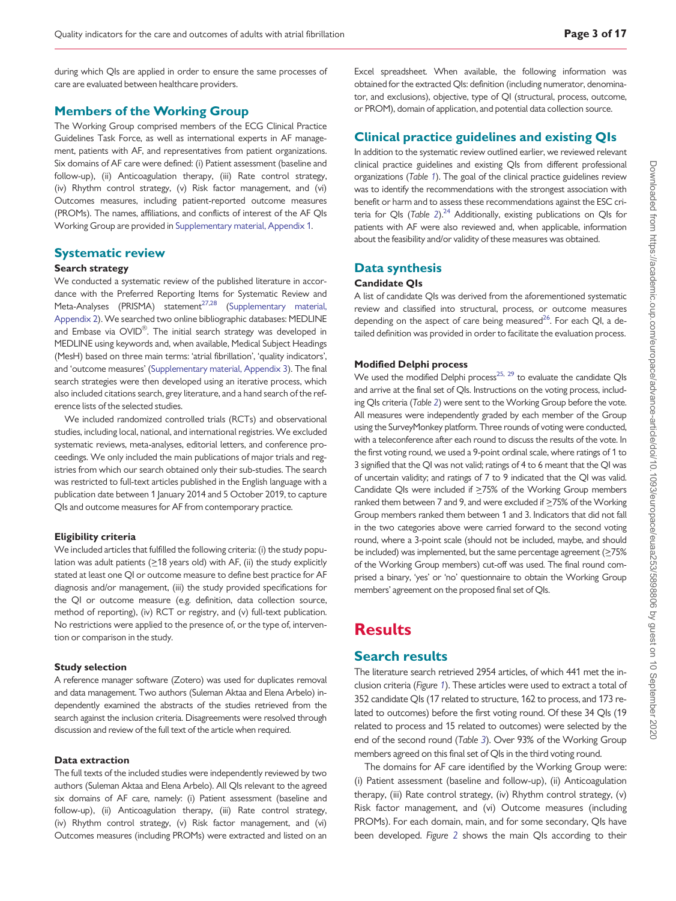during which QIs are applied in order to ensure the same processes of care are evaluated between healthcare providers.

## Members of the Working Group

The Working Group comprised members of the ECG Clinical Practice Guidelines Task Force, as well as international experts in AF management, patients with AF, and representatives from patient organizations. Six domains of AF care were defined: (i) Patient assessment (baseline and follow-up), (ii) Anticoagulation therapy, (iii) Rate control strategy, (iv) Rhythm control strategy, (v) Risk factor management, and (vi) Outcomes measures, including patient-reported outcome measures (PROMs). The names, affiliations, and conflicts of interest of the AF QIs Working Group are provided in Supplementary material, Appendix 1.

## Systematic review

### Search strategy

We conducted a systematic review of the published literature in accordance with the Preferred Reporting Items for Systematic Review and Meta-Analyses (PRISMA) statement[27,28] (Supplementary material, Appendix 2). We searched two online bibliographic databases: MEDLINE and Embase via OVID®. The initial search strategy was developed in MEDLINE using keywords and, when available, Medical Subject Headings (MesH) based on three main terms: 'atrial fibrillation', 'quality indicators', and 'outcome measures' (Supplementary material, Appendix 3). The final search strategies were then developed using an iterative process, which also included citations search, grey literature, and a hand search of the reference lists of the selected studies.

We included randomized controlled trials (RCTs) and observational studies, including local, national, and international registries. We excluded systematic reviews, meta-analyses, editorial letters, and conference proceedings. We only included the main publications of major trials and registries from which our search obtained only their sub-studies. The search was restricted to full-text articles published in the English language with a publication date between 1 January 2014 and 5 October 2019, to capture QIs and outcome measures for AF from contemporary practice.

### Eligibility criteria

We included articles that fulfilled the following criteria: (i) the study population was adult patients (≥18 years old) with AF, (ii) the study explicitly stated at least one QI or outcome measure to define best practice for AF diagnosis and/or management, (iii) the study provided specifications for the QI or outcome measure (e.g. definition, data collection source, method of reporting), (iv) RCT or registry, and (v) full-text publication. No restrictions were applied to the presence of, or the type of, intervention or comparison in the study.

### Study selection

A reference manager software (Zotero) was used for duplicates removal and data management. Two authors (Suleman Aktaa and Elena Arbelo) independently examined the abstracts of the studies retrieved from the search against the inclusion criteria. Disagreements were resolved through discussion and review of the full text of the article when required.

### Data extraction

The full texts of the included studies were independently reviewed by two authors (Suleman Aktaa and Elena Arbelo). All QIs relevant to the agreed six domains of AF care, namely: (i) Patient assessment (baseline and follow-up), (ii) Anticoagulation therapy, (iii) Rate control strategy, (iv) Rhythm control strategy, (v) Risk factor management, and (vi) Outcomes measures (including PROMs) were extracted and listed on an Excel spreadsheet. When available, the following information was obtained for the extracted QIs: definition (including numerator, denominator, and exclusions), objective, type of QI (structural, process, outcome, or PROM), domain of application, and potential data collection source.

## Clinical practice guidelines and existing QIs

In addition to the systematic review outlined earlier, we reviewed relevant clinical practice guidelines and existing QIs from different professional organizations (*Table 1*). The goal of the clinical practice guidelines review was to identify the recommendations with the strongest association with benefit or harm and to assess these recommendations against the ESC criteria for QIs (*Table 2*).[24] Additionally, existing publications on QIs for patients with AF were also reviewed and, when applicable, information about the feasibility and/or validity of these measures was obtained.

## Data synthesis

### Candidate QIs

A list of candidate QIs was derived from the aforementioned systematic review and classified into structural, process, or outcome measures depending on the aspect of care being measured[26]. For each QI, a detailed definition was provided in order to facilitate the evaluation process.

### Modified Delphi process

We used the modified Delphi process[25, 29] to evaluate the candidate QIs and arrive at the final set of QIs. Instructions on the voting process, including QIs criteria (*Table 2*) were sent to the Working Group before the vote. All measures were independently graded by each member of the Group using the SurveyMonkey platform. Three rounds of voting were conducted, with a teleconference after each round to discuss the results of the vote. In the first voting round, we used a 9-point ordinal scale, where ratings of 1 to 3 signified that the QI was not valid; ratings of 4 to 6 meant that the QI was of uncertain validity; and ratings of 7 to 9 indicated that the QI was valid. Candidate QIs were included if ≥75% of the Working Group members ranked them between 7 and 9, and were excluded if ≥75% of the Working Group members ranked them between 1 and 3. Indicators that did not fall in the two categories above were carried forward to the second voting round, where a 3-point scale (should not be included, maybe, and should be included) was implemented, but the same percentage agreement (≥75% of the Working Group members) cut-off was used. The final round comprised a binary, 'yes' or 'no' questionnaire to obtain the Working Group members' agreement on the proposed final set of QIs.

# Results

## Search results

The literature search retrieved 2954 articles, of which 441 met the inclusion criteria (*Figure 1*). These articles were used to extract a total of 352 candidate QIs (17 related to structure, 162 to process, and 173 related to outcomes) before the first voting round. Of these 34 QIs (19 related to process and 15 related to outcomes) were selected by the end of the second round (*Table 3*). Over 93% of the Working Group members agreed on this final set of QIs in the third voting round.

The domains for AF care identified by the Working Group were: (i) Patient assessment (baseline and follow-up), (ii) Anticoagulation therapy, (iii) Rate control strategy, (iv) Rhythm control strategy, (v) Risk factor management, and (vi) Outcome measures (including PROMs). For each domain, main, and for some secondary, QIs have been developed. *Figure 2* shows the main QIs according to their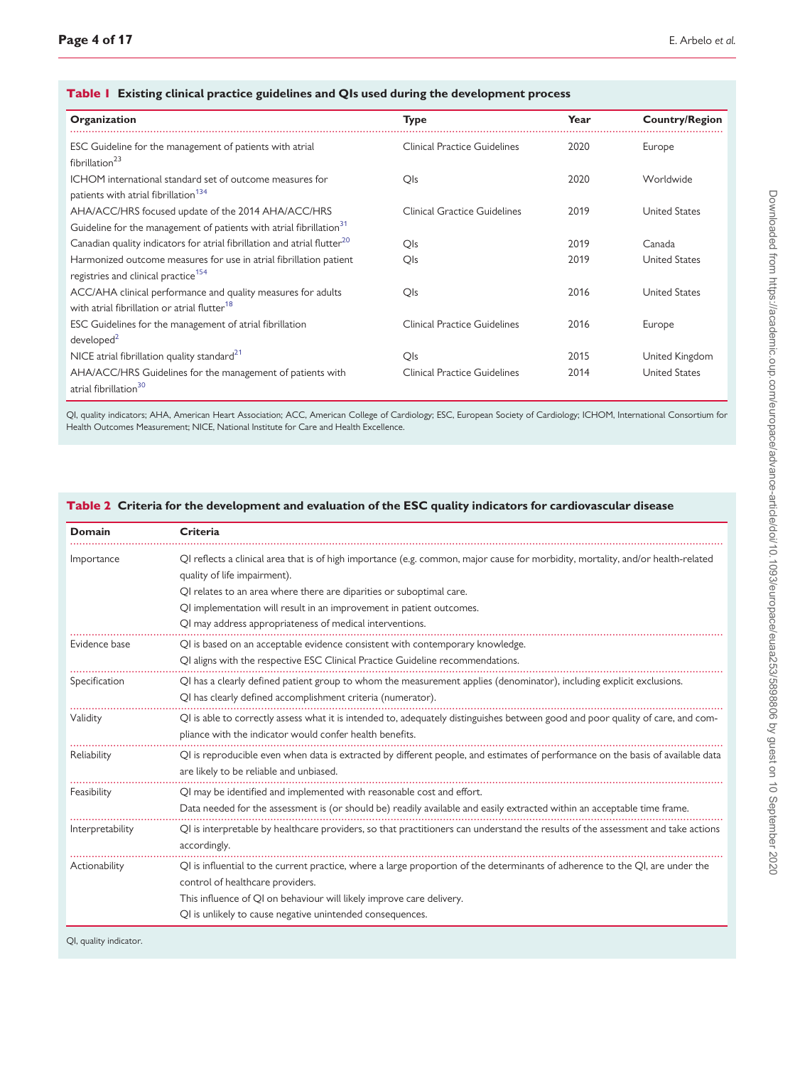**Table 1 Existing clinical practice guidelines and QIs used during the development process**

| Organization | Type | Year | Country/Region |
|---|---|---|---|
| ESC Guideline for the management of patients with atrial fibrillation[23] | Clinical Practice Guidelines | 2020 | Europe |
| ICHOM international standard set of outcome measures for patients with atrial fibrillation[134] | QIs | 2020 | Worldwide |
| AHA/ACC/HRS focused update of the 2014 AHA/ACC/HRS Guideline for the management of patients with atrial fibrillation[31] | Clinical Gractice Guidelines | 2019 | United States |
| Canadian quality indicators for atrial fibrillation and atrial flutter[20] | QIs | 2019 | Canada |
| Harmonized outcome measures for use in atrial fibrillation patient registries and clinical practice[154] | QIs | 2019 | United States |
| ACC/AHA clinical performance and quality measures for adults with atrial fibrillation or atrial flutter[18] | QIs | 2016 | United States |
| ESC Guidelines for the management of atrial fibrillation developed[2] | Clinical Practice Guidelines | 2016 | Europe |
| NICE atrial fibrillation quality standard[21] | QIs | 2015 | United Kingdom |
| AHA/ACC/HRS Guidelines for the management of patients with atrial fibrillation[30] | Clinical Practice Guidelines | 2014 | United States |

QI, quality indicators; AHA, American Heart Association; ACC, American College of Cardiology; ESC, European Society of Cardiology; ICHOM, International Consortium for Health Outcomes Measurement; NICE, National Institute for Care and Health Excellence.

**Table 2 Criteria for the development and evaluation of the ESC quality indicators for cardiovascular disease**

| Domain | Criteria |
|---|---|
| Importance | QI reflects a clinical area that is of high importance (e.g. common, major cause for morbidity, mortality, and/or health-related quality of life impairment).<br>QI relates to an area where there are diparities or suboptimal care.<br>QI implementation will result in an improvement in patient outcomes.<br>QI may address appropriateness of medical interventions. |
| Evidence base | QI is based on an acceptable evidence consistent with contemporary knowledge.<br>QI aligns with the respective ESC Clinical Practice Guideline recommendations. |
| Specification | QI has a clearly defined patient group to whom the measurement applies (denominator), including explicit exclusions.<br>QI has clearly defined accomplishment criteria (numerator). |
| Validity | QI is able to correctly assess what it is intended to, adequately distinguishes between good and poor quality of care, and compliance with the indicator would confer health benefits. |
| Reliability | QI is reproducible even when data is extracted by different people, and estimates of performance on the basis of available data are likely to be reliable and unbiased. |
| Feasibility | QI may be identified and implemented with reasonable cost and effort.<br>Data needed for the assessment is (or should be) readily available and easily extracted within an acceptable time frame. |
| Interpretability | QI is interpretable by healthcare providers, so that practitioners can understand the results of the assessment and take actions accordingly. |
| Actionability | QI is influential to the current practice, where a large proportion of the determinants of adherence to the QI, are under the control of healthcare providers.<br>This influence of QI on behaviour will likely improve care delivery.<br>QI is unlikely to cause negative unintended consequences. |

QI, quality indicator.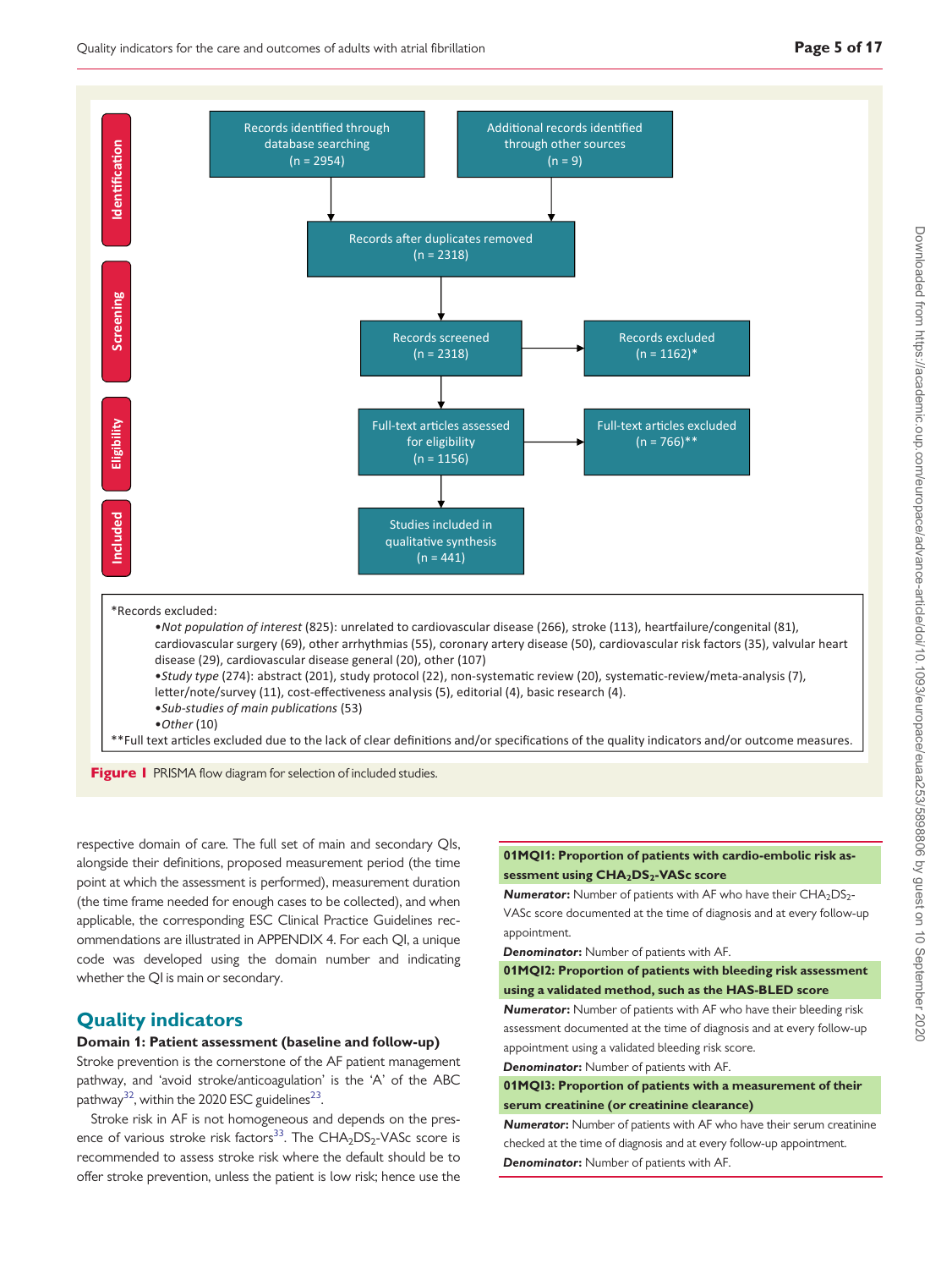Identification

Records identified through database searching (n = 2954)

Additional records identified through other sources (n = 9)

Records after duplicates removed (n = 2318)

Screening

Records screened (n = 2318)

Records excluded (n = 1162)*

Eligibility

Full-text articles assessed for eligibility (n = 1156)

Full-text articles excluded (n = 766)**

Included

Studies included in qualitative synthesis (n = 441)

*Records excluded:

- *Not population of interest* (825): unrelated to cardiovascular disease (266), stroke (113), heartfailure/congenital (81), cardiovascular surgery (69), other arrhythmias (55), coronary artery disease (50), cardiovascular risk factors (35), valvular heart disease (29), cardiovascular disease general (20), other (107)
- *Study type* (274): abstract (201), study protocol (22), non-systematic review (20), systematic-review/meta-analysis (7), letter/note/survey (11), cost-effectiveness analysis (5), editorial (4), basic research (4).
- *Sub-studies of main publications* (53)
- *Other* (10)

**Full text articles excluded due to the lack of clear definitions and/or specifications of the quality indicators and/or outcome measures.

**Figure 1** PRISMA flow diagram for selection of included studies.

respective domain of care. The full set of main and secondary QIs, alongside their definitions, proposed measurement period (the time point at which the assessment is performed), measurement duration (the time frame needed for enough cases to be collected), and when applicable, the corresponding ESC Clinical Practice Guidelines recommendations are illustrated in APPENDIX 4. For each QI, a unique code was developed using the domain number and indicating whether the QI is main or secondary.

## Quality indicators

### Domain 1: Patient assessment (baseline and follow-up)

Stroke prevention is the cornerstone of the AF patient management pathway, and 'avoid stroke/anticoagulation' is the 'A' of the ABC pathway[32], within the 2020 ESC guidelines[23].

Stroke risk in AF is not homogeneous and depends on the presence of various stroke risk factors[33]. The $CHA_2DS_2$-VASc score is recommended to assess stroke risk where the default should be to offer stroke prevention, unless the patient is low risk; hence use the

**01MQI1: Proportion of patients with cardio-embolic risk assessment using $CHA_2DS_2$-VASc score**

***Numerator:*** Number of patients with AF who have their $CHA_2DS_2$-VASc score documented at the time of diagnosis and at every follow-up appointment.

***Denominator:*** Number of patients with AF.

**01MQI2: Proportion of patients with bleeding risk assessment using a validated method, such as the HAS-BLED score**

***Numerator:*** Number of patients with AF who have their bleeding risk assessment documented at the time of diagnosis and at every follow-up appointment using a validated bleeding risk score.

***Denominator:*** Number of patients with AF.

**01MQI3: Proportion of patients with a measurement of their serum creatinine (or creatinine clearance)**

***Numerator:*** Number of patients with AF who have their serum creatinine checked at the time of diagnosis and at every follow-up appointment.

***Denominator:*** Number of patients with AF.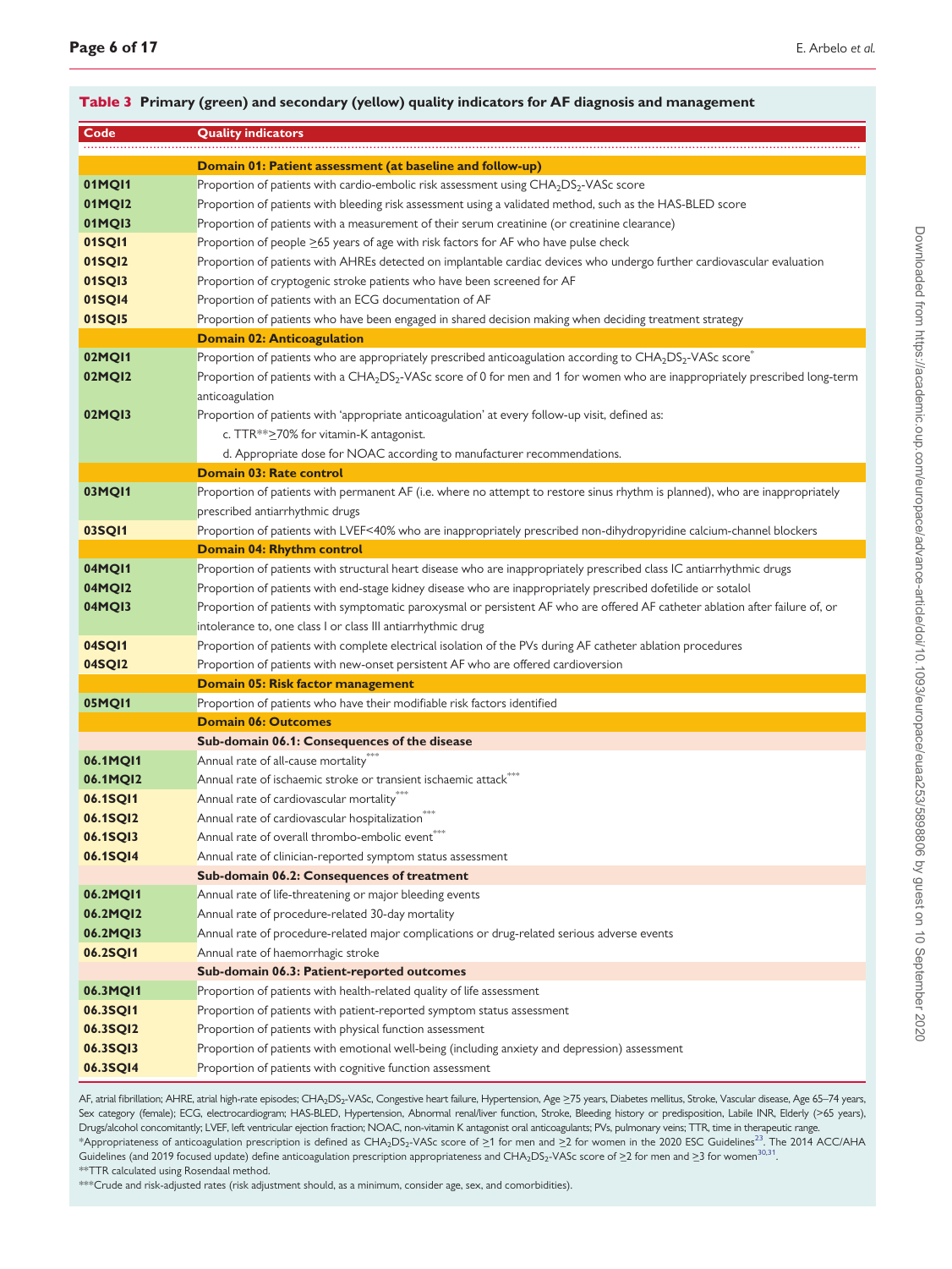**Table 3 Primary (green) and secondary (yellow) quality indicators for AF diagnosis and management**

| Code | Quality indicators |
|---|---|
| | **Domain 01: Patient assessment (at baseline and follow-up)** |
| 01MQI1 | Proportion of patients with cardio-embolic risk assessment using $CHA_2DS_2$-VASc score |
| 01MQI2 | Proportion of patients with bleeding risk assessment using a validated method, such as the HAS-BLED score |
| 01MQI3 | Proportion of patients with a measurement of their serum creatinine (or creatinine clearance) |
| 01SQI1 | Proportion of people ≥65 years of age with risk factors for AF who have pulse check |
| 01SQI2 | Proportion of patients with AHREs detected on implantable cardiac devices who undergo further cardiovascular evaluation |
| 01SQI3 | Proportion of cryptogenic stroke patients who have been screened for AF |
| 01SQI4 | Proportion of patients with an ECG documentation of AF |
| 01SQI5 | Proportion of patients who have been engaged in shared decision making when deciding treatment strategy |
| | **Domain 02: Anticoagulation** |
| 02MQI1 | Proportion of patients who are appropriately prescribed anticoagulation according to $CHA_2DS_2$-VASc score* |
| 02MQI2 | Proportion of patients with a $CHA_2DS_2$-VASc score of 0 for men and 1 for women who are inappropriately prescribed long-term anticoagulation |
| 02MQI3 | Proportion of patients with 'appropriate anticoagulation' at every follow-up visit, defined as:<br>c. TTR**≥70% for vitamin-K antagonist.<br>d. Appropriate dose for NOAC according to manufacturer recommendations. |
| | **Domain 03: Rate control** |
| 03MQI1 | Proportion of patients with permanent AF (i.e. where no attempt to restore sinus rhythm is planned), who are inappropriately prescribed antiarrhythmic drugs |
| 03SQI1 | Proportion of patients with LVEF<40% who are inappropriately prescribed non-dihydropyridine calcium-channel blockers |
| | **Domain 04: Rhythm control** |
| 04MQI1 | Proportion of patients with structural heart disease who are inappropriately prescribed class IC antiarrhythmic drugs |
| 04MQI2 | Proportion of patients with end-stage kidney disease who are inappropriately prescribed dofetilide or sotalol |
| 04MQI3 | Proportion of patients with symptomatic paroxysmal or persistent AF who are offered AF catheter ablation after failure of, or intolerance to, one class I or class III antiarrhythmic drug |
| 04SQI1 | Proportion of patients with complete electrical isolation of the PVs during AF catheter ablation procedures |
| 04SQI2 | Proportion of patients with new-onset persistent AF who are offered cardioversion |
| | **Domain 05: Risk factor management** |
| 05MQI1 | Proportion of patients who have their modifiable risk factors identified |
| | **Domain 06: Outcomes** |
| | **Sub-domain 06.1: Consequences of the disease** |
| 06.1MQI1 | Annual rate of all-cause mortality*** |
| 06.1MQI2 | Annual rate of ischaemic stroke or transient ischaemic attack*** |
| 06.1SQI1 | Annual rate of cardiovascular mortality*** |
| 06.1SQI2 | Annual rate of cardiovascular hospitalization*** |
| 06.1SQI3 | Annual rate of overall thrombo-embolic event*** |
| 06.1SQI4 | Annual rate of clinician-reported symptom status assessment |
| | **Sub-domain 06.2: Consequences of treatment** |
| 06.2MQI1 | Annual rate of life-threatening or major bleeding events |
| 06.2MQI2 | Annual rate of procedure-related 30-day mortality |
| 06.2MQI3 | Annual rate of procedure-related major complications or drug-related serious adverse events |
| 06.2SQI1 | Annual rate of haemorrhagic stroke |
| | **Sub-domain 06.3: Patient-reported outcomes** |
| 06.3MQI1 | Proportion of patients with health-related quality of life assessment |
| 06.3SQI1 | Proportion of patients with patient-reported symptom status assessment |
| 06.3SQI2 | Proportion of patients with physical function assessment |
| 06.3SQI3 | Proportion of patients with emotional well-being (including anxiety and depression) assessment |
| 06.3SQI4 | Proportion of patients with cognitive function assessment |

AF, atrial fibrillation; AHRE, atrial high-rate episodes; $CHA_2DS_2$-VASc, Congestive heart failure, Hypertension, Age ≥75 years, Diabetes mellitus, Stroke, Vascular disease, Age 65–74 years, Sex category (female); ECG, electrocardiogram; HAS-BLED, Hypertension, Abnormal renal/liver function, Stroke, Bleeding history or predisposition, Labile INR, Elderly (>65 years), Drugs/alcohol concomitantly; LVEF, left ventricular ejection fraction; NOAC, non-vitamin K antagonist oral anticoagulants; PVs, pulmonary veins; TTR, time in therapeutic range.

*Appropriateness of anticoagulation prescription is defined as $CHA_2DS_2$-VASc score of ≥1 for men and ≥2 for women in the 2020 ESC Guidelines[23]. The 2014 ACC/AHA Guidelines (and 2019 focused update) define anticoagulation prescription appropriateness and $CHA_2DS_2$-VASc score of ≥2 for men and ≥3 for women[30,31].

**TTR calculated using Rosendaal method.

***Crude and risk-adjusted rates (risk adjustment should, as a minimum, consider age, sex, and comorbidities).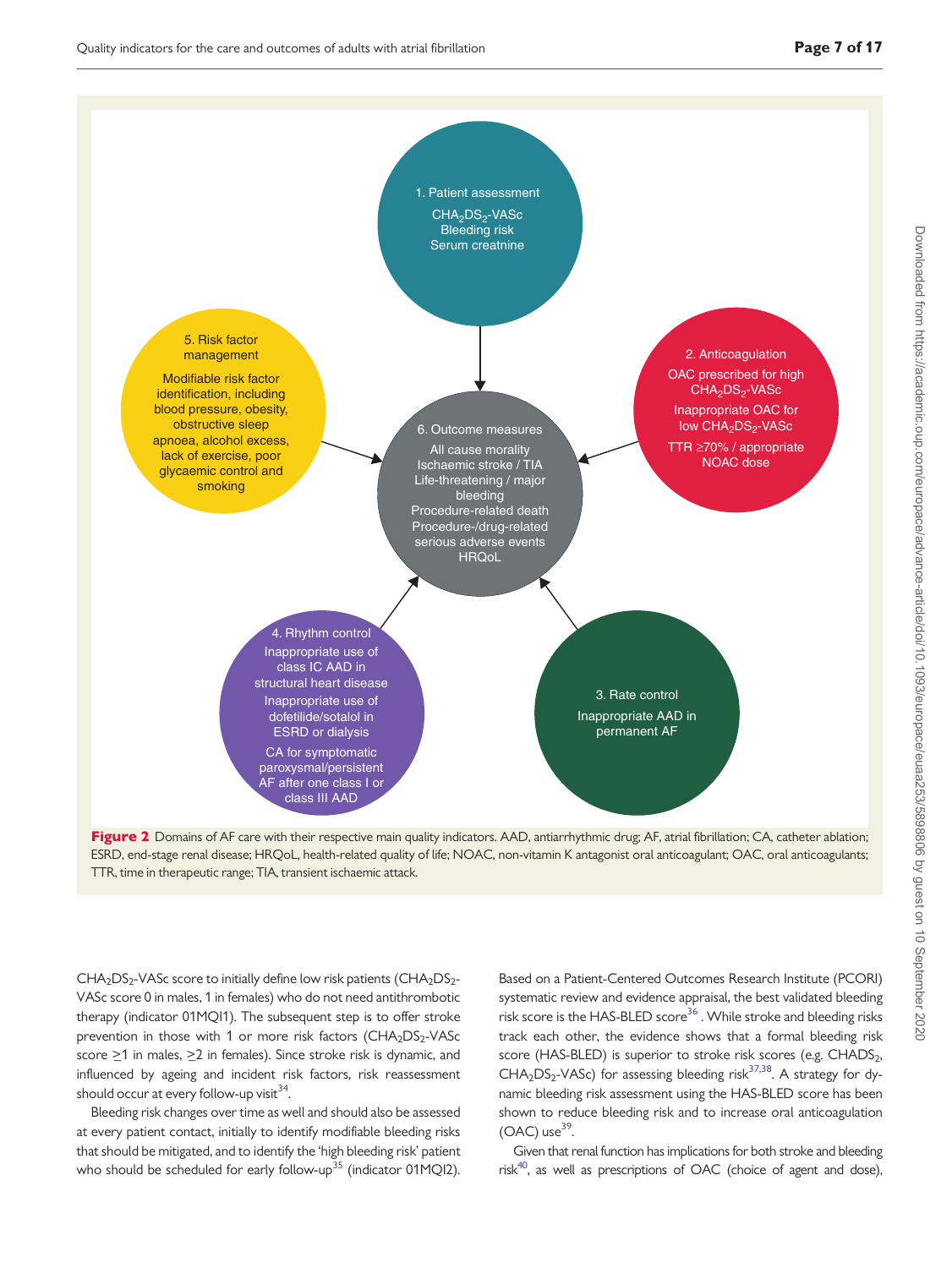1. Patient assessment

$CHA_2DS_2$-VASc
Bleeding risk
Serum creatnine

2. Anticoagulation

OAC prescribed for high $CHA_2DS_2$-VASc
Inappropriate OAC for low $CHA_2DS_2$-VASc
TTR ≥70% / appropriate NOAC dose

3. Rate control

Inappropriate AAD in permanent AF

4. Rhythm control

Inappropriate use of class IC AAD in structural heart disease
Inappropriate use of dofetilide/sotalol in ESRD or dialysis
CA for symptomatic paroxysmal/persistent AF after one class I or class III AAD

5. Risk factor management

Modifiable risk factor identification, including blood pressure, obesity, obstructive sleep apnoea, alcohol excess, lack of exercise, poor glycaemic control and smoking

6. Outcome measures

All cause morality
Ischaemic stroke / TIA
Life-threatening / major bleeding
Procedure-related death
Procedure-/drug-related serious adverse events
HRQoL

**Figure 2** Domains of AF care with their respective main quality indicators. AAD, antiarrhythmic drug; AF, atrial fibrillation; CA, catheter ablation; ESRD, end-stage renal disease; HRQoL, health-related quality of life; NOAC, non-vitamin K antagonist oral anticoagulant; OAC, oral anticoagulants; TTR, time in therapeutic range; TIA, transient ischaemic attack.

$CHA_2DS_2$-VASc score to initially define low risk patients ($CHA_2DS_2$-VASc score 0 in males, 1 in females) who do not need antithrombotic therapy (indicator 01MQI1). The subsequent step is to offer stroke prevention in those with 1 or more risk factors ($CHA_2DS_2$-VASc score ≥1 in males, ≥2 in females). Since stroke risk is dynamic, and influenced by ageing and incident risk factors, risk reassessment should occur at every follow-up visit[34].

Bleeding risk changes over time as well and should also be assessed at every patient contact, initially to identify modifiable bleeding risks that should be mitigated, and to identify the 'high bleeding risk' patient who should be scheduled for early follow-up[35] (indicator 01MQI2). Based on a Patient-Centered Outcomes Research Institute (PCORI) systematic review and evidence appraisal, the best validated bleeding risk score is the HAS-BLED score[36]. While stroke and bleeding risks track each other, the evidence shows that a formal bleeding risk score (HAS-BLED) is superior to stroke risk scores (e.g. $CHADS_2$, $CHA_2DS_2$-VASc) for assessing bleeding risk[37,38]. A strategy for dynamic bleeding risk assessment using the HAS-BLED score has been shown to reduce bleeding risk and to increase oral anticoagulation (OAC) use[39].

Given that renal function has implications for both stroke and bleeding risk[40], as well as prescriptions of OAC (choice of agent and dose),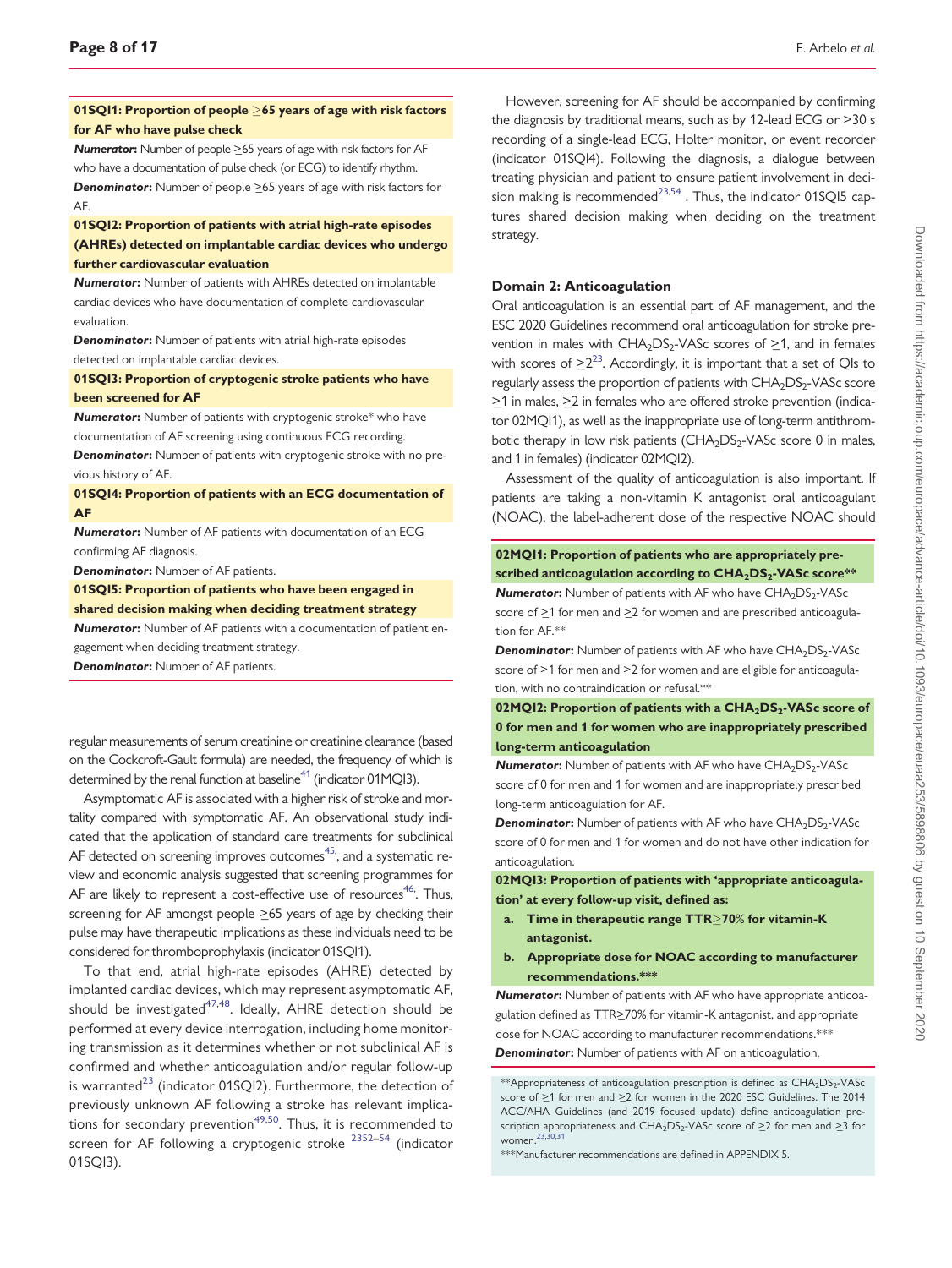**01SQI1: Proportion of people ≥65 years of age with risk factors for AF who have pulse check**

***Numerator:*** Number of people ≥65 years of age with risk factors for AF who have a documentation of pulse check (or ECG) to identify rhythm.

***Denominator:*** Number of people ≥65 years of age with risk factors for AF.

**01SQI2: Proportion of patients with atrial high-rate episodes (AHREs) detected on implantable cardiac devices who undergo further cardiovascular evaluation**

***Numerator:*** Number of patients with AHREs detected on implantable cardiac devices who have documentation of complete cardiovascular evaluation.

***Denominator:*** Number of patients with atrial high-rate episodes detected on implantable cardiac devices.

**01SQI3: Proportion of cryptogenic stroke patients who have been screened for AF**

***Numerator:*** Number of patients with cryptogenic stroke* who have documentation of AF screening using continuous ECG recording.

***Denominator:*** Number of patients with cryptogenic stroke with no previous history of AF.

**01SQI4: Proportion of patients with an ECG documentation of AF**

***Numerator:*** Number of AF patients with documentation of an ECG confirming AF diagnosis.

***Denominator:*** Number of AF patients.

**01SQI5: Proportion of patients who have been engaged in shared decision making when deciding treatment strategy**

***Numerator:*** Number of AF patients with a documentation of patient engagement when deciding treatment strategy.

***Denominator:*** Number of AF patients.

regular measurements of serum creatinine or creatinine clearance (based on the Cockcroft-Gault formula) are needed, the frequency of which is determined by the renal function at baseline[41] (indicator 01MQI3).

Asymptomatic AF is associated with a higher risk of stroke and mortality compared with symptomatic AF. An observational study indicated that the application of standard care treatments for subclinical AF detected on screening improves outcomes[45], and a systematic review and economic analysis suggested that screening programmes for AF are likely to represent a cost-effective use of resources[46]. Thus, screening for AF amongst people ≥65 years of age by checking their pulse may have therapeutic implications as these individuals need to be considered for thromboprophylaxis (indicator 01SQI1).

To that end, atrial high-rate episodes (AHRE) detected by implanted cardiac devices, which may represent asymptomatic AF, should be investigated[47,48]. Ideally, AHRE detection should be performed at every device interrogation, including home monitoring transmission as it determines whether or not subclinical AF is confirmed and whether anticoagulation and/or regular follow-up is warranted[23] (indicator 01SQI2). Furthermore, the detection of previously unknown AF following a stroke has relevant implications for secondary prevention[49,50]. Thus, it is recommended to screen for AF following a cryptogenic stroke [23,52–54] (indicator 01SQI3).

However, screening for AF should be accompanied by confirming the diagnosis by traditional means, such as by 12-lead ECG or >30 s recording of a single-lead ECG, Holter monitor, or event recorder (indicator 01SQI4). Following the diagnosis, a dialogue between treating physician and patient to ensure patient involvement in decision making is recommended[23,54]. Thus, the indicator 01SQI5 captures shared decision making when deciding on the treatment strategy.

## Domain 2: Anticoagulation

Oral anticoagulation is an essential part of AF management, and the ESC 2020 Guidelines recommend oral anticoagulation for stroke prevention in males with $CHA_2DS_2$-VASc scores of ≥1, and in females with scores of ≥2[23]. Accordingly, it is important that a set of QIs to regularly assess the proportion of patients with $CHA_2DS_2$-VASc score ≥1 in males, ≥2 in females who are offered stroke prevention (indicator 02MQI1), as well as the inappropriate use of long-term antithrombotic therapy in low risk patients ($CHA_2DS_2$-VASc score 0 in males, and 1 in females) (indicator 02MQI2).

Assessment of the quality of anticoagulation is also important. If patients are taking a non-vitamin K antagonist oral anticoagulant (NOAC), the label-adherent dose of the respective NOAC should

**02MQI1: Proportion of patients who are appropriately prescribed anticoagulation according to $CHA_2DS_2$-VASc score****

***Numerator:*** Number of patients with AF who have $CHA_2DS_2$-VASc score of ≥1 for men and ≥2 for women and are prescribed anticoagulation for AF.**

***Denominator:*** Number of patients with AF who have $CHA_2DS_2$-VASc score of ≥1 for men and ≥2 for women and are eligible for anticoagulation, with no contraindication or refusal.**

**02MQI2: Proportion of patients with a $CHA_2DS_2$-VASc score of 0 for men and 1 for women who are inappropriately prescribed long-term anticoagulation**

***Numerator:*** Number of patients with AF who have $CHA_2DS_2$-VASc score of 0 for men and 1 for women and are inappropriately prescribed long-term anticoagulation for AF.

***Denominator:*** Number of patients with AF who have $CHA_2DS_2$-VASc score of 0 for men and 1 for women and do not have other indication for anticoagulation.

**02MQI3: Proportion of patients with 'appropriate anticoagulation' at every follow-up visit, defined as:**

**a. Time in therapeutic range TTR≥70% for vitamin-K antagonist.**

**b. Appropriate dose for NOAC according to manufacturer recommendations.*****

***Numerator:*** Number of patients with AF who have appropriate anticoagulation defined as TTR≥70% for vitamin-K antagonist, and appropriate dose for NOAC according to manufacturer recommendations.***

***Denominator:*** Number of patients with AF on anticoagulation.

**Appropriateness of anticoagulation prescription is defined as $CHA_2DS_2$-VASc score of ≥1 for men and ≥2 for women in the 2020 ESC Guidelines. The 2014 ACC/AHA Guidelines (and 2019 focused update) define anticoagulation prescription appropriateness and $CHA_2DS_2$-VASc score of ≥2 for men and ≥3 for women.[23,30,31]

***Manufacturer recommendations are defined in APPENDIX 5.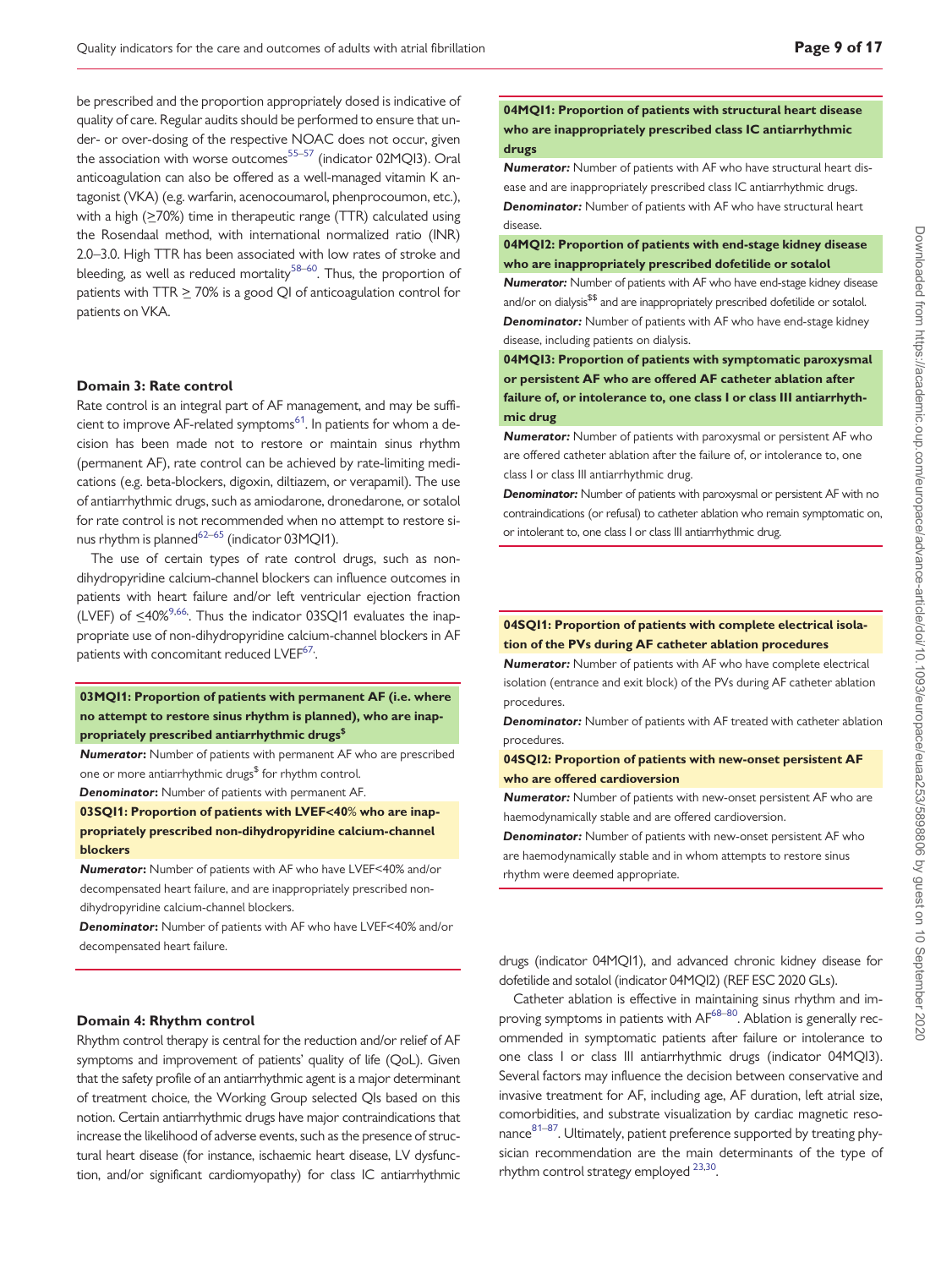be prescribed and the proportion appropriately dosed is indicative of quality of care. Regular audits should be performed to ensure that under- or over-dosing of the respective NOAC does not occur, given the association with worse outcomes[55–57] (indicator 02MQI3). Oral anticoagulation can also be offered as a well-managed vitamin K antagonist (VKA) (e.g. warfarin, acenocoumarol, phenprocoumon, etc.), with a high (≥70%) time in therapeutic range (TTR) calculated using the Rosendaal method, with international normalized ratio (INR) 2.0–3.0. High TTR has been associated with low rates of stroke and bleeding, as well as reduced mortality[58–60]. Thus, the proportion of patients with TTR ≥ 70% is a good QI of anticoagulation control for patients on VKA.

### Domain 3: Rate control

Rate control is an integral part of AF management, and may be sufficient to improve AF-related symptoms[61]. In patients for whom a decision has been made not to restore or maintain sinus rhythm (permanent AF), rate control can be achieved by rate-limiting medications (e.g. beta-blockers, digoxin, diltiazem, or verapamil). The use of antiarrhythmic drugs, such as amiodarone, dronedarone, or sotalol for rate control is not recommended when no attempt to restore sinus rhythm is planned[62–65] (indicator 03MQI1).

The use of certain types of rate control drugs, such as non-dihydropyridine calcium-channel blockers can influence outcomes in patients with heart failure and/or left ventricular ejection fraction (LVEF) of ≤40%[9,66]. Thus the indicator 03SQI1 evaluates the inappropriate use of non-dihydropyridine calcium-channel blockers in AF patients with concomitant reduced LVEF[67].

**03MQI1: Proportion of patients with permanent AF (i.e. where no attempt to restore sinus rhythm is planned), who are inappropriately prescribed antiarrhythmic drugs[$]**

***Numerator:*** Number of patients with permanent AF who are prescribed one or more antiarrhythmic drugs[$] for rhythm control.

***Denominator:*** Number of patients with permanent AF.

**03SQI1: Proportion of patients with LVEF<40% who are inappropriately prescribed non-dihydropyridine calcium-channel blockers**

***Numerator:*** Number of patients with AF who have LVEF<40% and/or decompensated heart failure, and are inappropriately prescribed non-dihydropyridine calcium-channel blockers.

***Denominator:*** Number of patients with AF who have LVEF<40% and/or decompensated heart failure.

### Domain 4: Rhythm control

Rhythm control therapy is central for the reduction and/or relief of AF symptoms and improvement of patients' quality of life (QoL). Given that the safety profile of an antiarrhythmic agent is a major determinant of treatment choice, the Working Group selected QIs based on this notion. Certain antiarrhythmic drugs have major contraindications that increase the likelihood of adverse events, such as the presence of structural heart disease (for instance, ischaemic heart disease, LV dysfunction, and/or significant cardiomyopathy) for class IC antiarrhythmic drugs (indicator 04MQI1), and advanced chronic kidney disease for dofetilide and sotalol (indicator 04MQI2) (REF ESC 2020 GLs).

Catheter ablation is effective in maintaining sinus rhythm and improving symptoms in patients with AF[68–80]. Ablation is generally recommended in symptomatic patients after failure or intolerance to one class I or class III antiarrhythmic drugs (indicator 04MQI3). Several factors may influence the decision between conservative and invasive treatment for AF, including age, AF duration, left atrial size, comorbidities, and substrate visualization by cardiac magnetic resonance[81–87]. Ultimately, patient preference supported by treating physician recommendation are the main determinants of the type of rhythm control strategy employed [23,30].

**04MQI1: Proportion of patients with structural heart disease who are inappropriately prescribed class IC antiarrhythmic drugs**

***Numerator:*** Number of patients with AF who have structural heart disease and are inappropriately prescribed class IC antiarrhythmic drugs.

***Denominator:*** Number of patients with AF who have structural heart disease.

**04MQI2: Proportion of patients with end-stage kidney disease who are inappropriately prescribed dofetilide or sotalol**

***Numerator:*** Number of patients with AF who have end-stage kidney disease and/or on dialysis[$$] and are inappropriately prescribed dofetilide or sotalol.

***Denominator:*** Number of patients with AF who have end-stage kidney disease, including patients on dialysis.

**04MQI3: Proportion of patients with symptomatic paroxysmal or persistent AF who are offered AF catheter ablation after failure of, or intolerance to, one class I or class III antiarrhythmic drug**

***Numerator:*** Number of patients with paroxysmal or persistent AF who are offered catheter ablation after the failure of, or intolerance to, one class I or class III antiarrhythmic drug.

***Denominator:*** Number of patients with paroxysmal or persistent AF with no contraindications (or refusal) to catheter ablation who remain symptomatic on, or intolerant to, one class I or class III antiarrhythmic drug.

**04SQI1: Proportion of patients with complete electrical isolation of the PVs during AF catheter ablation procedures**

***Numerator:*** Number of patients with AF who have complete electrical isolation (entrance and exit block) of the PVs during AF catheter ablation procedures.

***Denominator:*** Number of patients with AF treated with catheter ablation procedures.

**04SQI2: Proportion of patients with new-onset persistent AF who are offered cardioversion**

***Numerator:*** Number of patients with new-onset persistent AF who are haemodynamically stable and are offered cardioversion.

***Denominator:*** Number of patients with new-onset persistent AF who are haemodynamically stable and in whom attempts to restore sinus rhythm were deemed appropriate.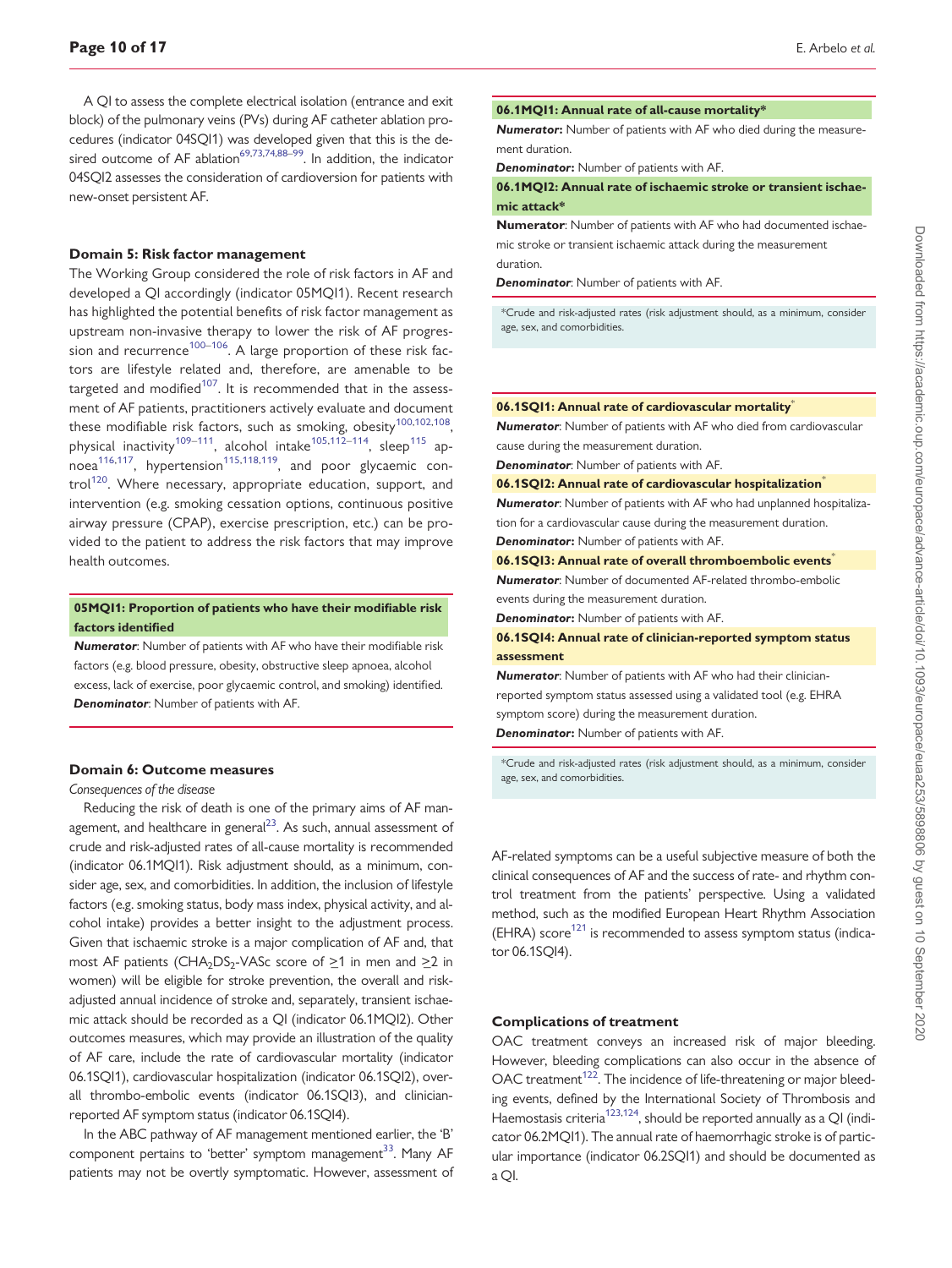A QI to assess the complete electrical isolation (entrance and exit block) of the pulmonary veins (PVs) during AF catheter ablation procedures (indicator 04SQI1) was developed given that this is the desired outcome of AF ablation[69,73,74,88–99]. In addition, the indicator 04SQI2 assesses the consideration of cardioversion for patients with new-onset persistent AF.

### Domain 5: Risk factor management

The Working Group considered the role of risk factors in AF and developed a QI accordingly (indicator 05MQI1). Recent research has highlighted the potential benefits of risk factor management as upstream non-invasive therapy to lower the risk of AF progression and recurrence[100–106]. A large proportion of these risk factors are lifestyle related and, therefore, are amenable to be targeted and modified[107]. It is recommended that in the assessment of AF patients, practitioners actively evaluate and document these modifiable risk factors, such as smoking, obesity[100,102,108], physical inactivity[109–111], alcohol intake[105,112–114], sleep[115] apnoea[116,117], hypertension[115,118,119], and poor glycaemic control[120]. Where necessary, appropriate education, support, and intervention (e.g. smoking cessation options, continuous positive airway pressure (CPAP), exercise prescription, etc.) can be provided to the patient to address the risk factors that may improve health outcomes.

**05MQI1: Proportion of patients who have their modifiable risk factors identified**

***Numerator***: Number of patients with AF who have their modifiable risk factors (e.g. blood pressure, obesity, obstructive sleep apnoea, alcohol excess, lack of exercise, poor glycaemic control, and smoking) identified.
***Denominator***: Number of patients with AF.

### Domain 6: Outcome measures

*Consequences of the disease*

Reducing the risk of death is one of the primary aims of AF management, and healthcare in general[23]. As such, annual assessment of crude and risk-adjusted rates of all-cause mortality is recommended (indicator 06.1MQI1). Risk adjustment should, as a minimum, consider age, sex, and comorbidities. In addition, the inclusion of lifestyle factors (e.g. smoking status, body mass index, physical activity, and alcohol intake) provides a better insight to the adjustment process. Given that ischaemic stroke is a major complication of AF and, that most AF patients ($CHA_2DS_2$-VASc score of ≥1 in men and ≥2 in women) will be eligible for stroke prevention, the overall and risk-adjusted annual incidence of stroke and, separately, transient ischaemic attack should be recorded as a QI (indicator 06.1MQI2). Other outcomes measures, which may provide an illustration of the quality of AF care, include the rate of cardiovascular mortality (indicator 06.1SQI1), cardiovascular hospitalization (indicator 06.1SQI2), overall thrombo-embolic events (indicator 06.1SQI3), and clinician-reported AF symptom status (indicator 06.1SQI4).

In the ABC pathway of AF management mentioned earlier, the 'B' component pertains to 'better' symptom management[33]. Many AF patients may not be overtly symptomatic. However, assessment of AF-related symptoms can be a useful subjective measure of both the clinical consequences of AF and the success of rate- and rhythm control treatment from the patients' perspective. Using a validated method, such as the modified European Heart Rhythm Association (EHRA) score[121] is recommended to assess symptom status (indicator 06.1SQI4).

**06.1MQI1: Annual rate of all-cause mortality***

***Numerator:*** Number of patients with AF who died during the measurement duration.
***Denominator:*** Number of patients with AF.

**06.1MQI2: Annual rate of ischaemic stroke or transient ischaemic attack***

**Numerator**: Number of patients with AF who had documented ischaemic stroke or transient ischaemic attack during the measurement duration.
***Denominator***: Number of patients with AF.

*Crude and risk-adjusted rates (risk adjustment should, as a minimum, consider age, sex, and comorbidities.

**06.1SQI1: Annual rate of cardiovascular mortality***

***Numerator***: Number of patients with AF who died from cardiovascular cause during the measurement duration.
***Denominator***: Number of patients with AF.

**06.1SQI2: Annual rate of cardiovascular hospitalization***

***Numerator***: Number of patients with AF who had unplanned hospitalization for a cardiovascular cause during the measurement duration.
***Denominator:*** Number of patients with AF.

**06.1SQI3: Annual rate of overall thromboembolic events***

***Numerator***: Number of documented AF-related thrombo-embolic events during the measurement duration.
***Denominator:*** Number of patients with AF.

**06.1SQI4: Annual rate of clinician-reported symptom status assessment**

***Numerator***: Number of patients with AF who had their clinician-reported symptom status assessed using a validated tool (e.g. EHRA symptom score) during the measurement duration.
***Denominator:*** Number of patients with AF.

*Crude and risk-adjusted rates (risk adjustment should, as a minimum, consider age, sex, and comorbidities.

### Complications of treatment

OAC treatment conveys an increased risk of major bleeding. However, bleeding complications can also occur in the absence of OAC treatment[122]. The incidence of life-threatening or major bleeding events, defined by the International Society of Thrombosis and Haemostasis criteria[123,124], should be reported annually as a QI (indicator 06.2MQI1). The annual rate of haemorrhagic stroke is of particular importance (indicator 06.2SQI1) and should be documented as a QI.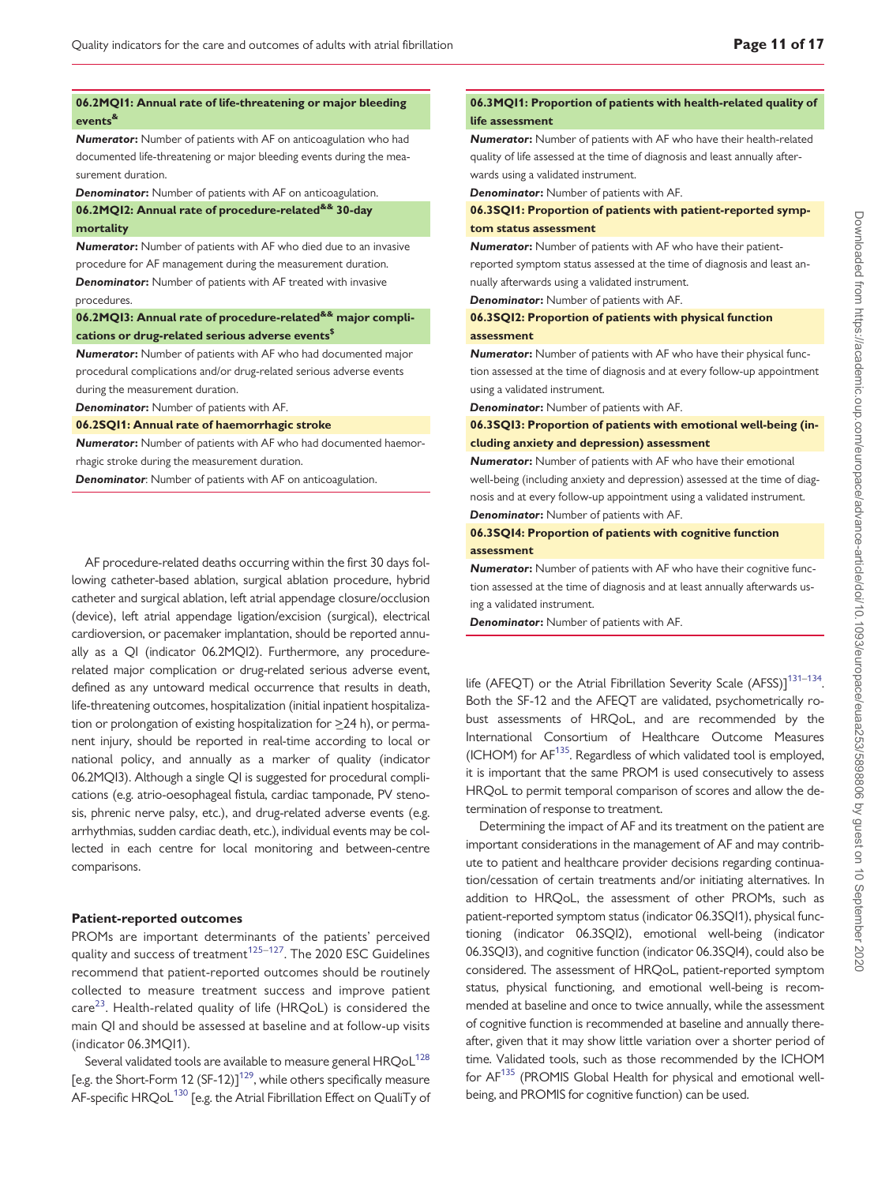**06.2MQI1: Annual rate of life-threatening or major bleeding events[&]**

***Numerator*:** Number of patients with AF on anticoagulation who had documented life-threatening or major bleeding events during the measurement duration.

***Denominator*:** Number of patients with AF on anticoagulation.

**06.2MQI2: Annual rate of procedure-related[&&] 30-day mortality**

***Numerator*:** Number of patients with AF who died due to an invasive procedure for AF management during the measurement duration.

***Denominator*:** Number of patients with AF treated with invasive procedures.

**06.2MQI3: Annual rate of procedure-related[&&] major complications or drug-related serious adverse events[$]**

***Numerator*:** Number of patients with AF who had documented major procedural complications and/or drug-related serious adverse events during the measurement duration.

***Denominator*:** Number of patients with AF.

**06.2SQI1: Annual rate of haemorrhagic stroke**

***Numerator*:** Number of patients with AF who had documented haemorrhagic stroke during the measurement duration.

***Denominator*:** Number of patients with AF on anticoagulation.

AF procedure-related deaths occurring within the first 30 days following catheter-based ablation, surgical ablation procedure, hybrid catheter and surgical ablation, left atrial appendage closure/occlusion (device), left atrial appendage ligation/excision (surgical), electrical cardioversion, or pacemaker implantation, should be reported annually as a QI (indicator 06.2MQI2). Furthermore, any procedure-related major complication or drug-related serious adverse event, defined as any untoward medical occurrence that results in death, life-threatening outcomes, hospitalization (initial inpatient hospitalization or prolongation of existing hospitalization for ≥24 h), or permanent injury, should be reported in real-time according to local or national policy, and annually as a marker of quality (indicator 06.2MQI3). Although a single QI is suggested for procedural complications (e.g. atrio-oesophageal fistula, cardiac tamponade, PV stenosis, phrenic nerve palsy, etc.), and drug-related adverse events (e.g. arrhythmias, sudden cardiac death, etc.), individual events may be collected in each centre for local monitoring and between-centre comparisons.

### Patient-reported outcomes

PROMs are important determinants of the patients' perceived quality and success of treatment[125–127]. The 2020 ESC Guidelines recommend that patient-reported outcomes should be routinely collected to measure treatment success and improve patient care[23]. Health-related quality of life (HRQoL) is considered the main QI and should be assessed at baseline and at follow-up visits (indicator 06.3MQI1).

Several validated tools are available to measure general HRQoL[128] [e.g. the Short-Form 12 (SF-12)][129], while others specifically measure AF-specific HRQoL[130] [e.g. the Atrial Fibrillation Effect on QualiTy of life (AFEQT) or the Atrial Fibrillation Severity Scale (AFSS)][131–134]. Both the SF-12 and the AFEQT are validated, psychometrically robust assessments of HRQoL, and are recommended by the International Consortium of Healthcare Outcome Measures (ICHOM) for AF[135]. Regardless of which validated tool is employed, it is important that the same PROM is used consecutively to assess HRQoL to permit temporal comparison of scores and allow the determination of response to treatment.

**06.3MQI1: Proportion of patients with health-related quality of life assessment**

***Numerator*:** Number of patients with AF who have their health-related quality of life assessed at the time of diagnosis and least annually afterwards using a validated instrument.

***Denominator*:** Number of patients with AF.

**06.3SQI1: Proportion of patients with patient-reported symptom status assessment**

***Numerator*:** Number of patients with AF who have their patient-reported symptom status assessed at the time of diagnosis and least annually afterwards using a validated instrument.

***Denominator*:** Number of patients with AF.

**06.3SQI2: Proportion of patients with physical function assessment**

***Numerator*:** Number of patients with AF who have their physical function assessed at the time of diagnosis and at every follow-up appointment using a validated instrument.

***Denominator*:** Number of patients with AF.

**06.3SQI3: Proportion of patients with emotional well-being (including anxiety and depression) assessment**

***Numerator*:** Number of patients with AF who have their emotional well-being (including anxiety and depression) assessed at the time of diagnosis and at every follow-up appointment using a validated instrument.

***Denominator*:** Number of patients with AF.

**06.3SQI4: Proportion of patients with cognitive function assessment**

***Numerator*:** Number of patients with AF who have their cognitive function assessed at the time of diagnosis and at least annually afterwards using a validated instrument.

***Denominator*:** Number of patients with AF.

Determining the impact of AF and its treatment on the patient are important considerations in the management of AF and may contribute to patient and healthcare provider decisions regarding continuation/cessation of certain treatments and/or initiating alternatives. In addition to HRQoL, the assessment of other PROMs, such as patient-reported symptom status (indicator 06.3SQI1), physical functioning (indicator 06.3SQI2), emotional well-being (indicator 06.3SQI3), and cognitive function (indicator 06.3SQI4), could also be considered. The assessment of HRQoL, patient-reported symptom status, physical functioning, and emotional well-being is recommended at baseline and once to twice annually, while the assessment of cognitive function is recommended at baseline and annually thereafter, given that it may show little variation over a shorter period of time. Validated tools, such as those recommended by the ICHOM for AF[135] (PROMIS Global Health for physical and emotional well-being, and PROMIS for cognitive function) can be used.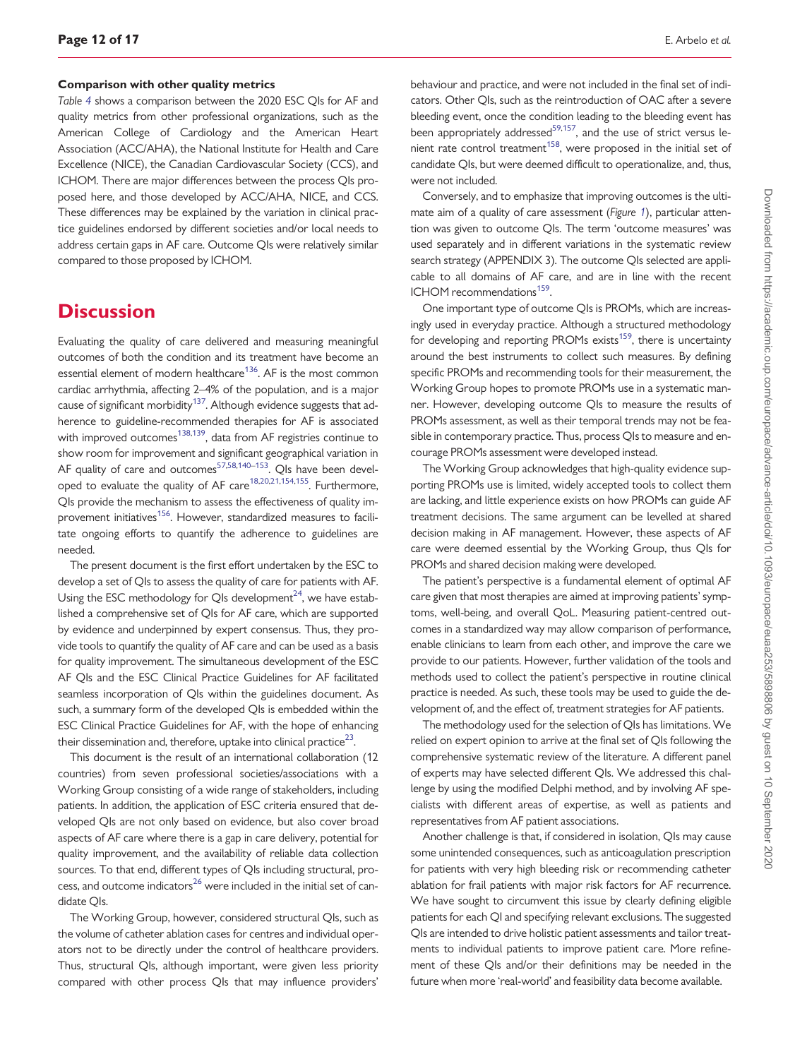**Comparison with other quality metrics**

*Table 4* shows a comparison between the 2020 ESC QIs for AF and quality metrics from other professional organizations, such as the American College of Cardiology and the American Heart Association (ACC/AHA), the National Institute for Health and Care Excellence (NICE), the Canadian Cardiovascular Society (CCS), and ICHOM. There are major differences between the process QIs proposed here, and those developed by ACC/AHA, NICE, and CCS. These differences may be explained by the variation in clinical practice guidelines endorsed by different societies and/or local needs to address certain gaps in AF care. Outcome QIs were relatively similar compared to those proposed by ICHOM.

# Discussion

Evaluating the quality of care delivered and measuring meaningful outcomes of both the condition and its treatment have become an essential element of modern healthcare[136]. AF is the most common cardiac arrhythmia, affecting 2–4% of the population, and is a major cause of significant morbidity[137]. Although evidence suggests that adherence to guideline-recommended therapies for AF is associated with improved outcomes[138,139], data from AF registries continue to show room for improvement and significant geographical variation in AF quality of care and outcomes[57,58,140–153]. QIs have been developed to evaluate the quality of AF care[18,20,21,154,155]. Furthermore, QIs provide the mechanism to assess the effectiveness of quality improvement initiatives[156]. However, standardized measures to facilitate ongoing efforts to quantify the adherence to guidelines are needed.

The present document is the first effort undertaken by the ESC to develop a set of QIs to assess the quality of care for patients with AF. Using the ESC methodology for QIs development[24], we have established a comprehensive set of QIs for AF care, which are supported by evidence and underpinned by expert consensus. Thus, they provide tools to quantify the quality of AF care and can be used as a basis for quality improvement. The simultaneous development of the ESC AF QIs and the ESC Clinical Practice Guidelines for AF facilitated seamless incorporation of QIs within the guidelines document. As such, a summary form of the developed QIs is embedded within the ESC Clinical Practice Guidelines for AF, with the hope of enhancing their dissemination and, therefore, uptake into clinical practice[23].

This document is the result of an international collaboration (12 countries) from seven professional societies/associations with a Working Group consisting of a wide range of stakeholders, including patients. In addition, the application of ESC criteria ensured that developed QIs are not only based on evidence, but also cover broad aspects of AF care where there is a gap in care delivery, potential for quality improvement, and the availability of reliable data collection sources. To that end, different types of QIs including structural, process, and outcome indicators[26] were included in the initial set of candidate QIs.

The Working Group, however, considered structural QIs, such as the volume of catheter ablation cases for centres and individual operators not to be directly under the control of healthcare providers. Thus, structural QIs, although important, were given less priority compared with other process QIs that may influence providers' behaviour and practice, and were not included in the final set of indicators. Other QIs, such as the reintroduction of OAC after a severe bleeding event, once the condition leading to the bleeding event has been appropriately addressed[59,157], and the use of strict versus lenient rate control treatment[158], were proposed in the initial set of candidate QIs, but were deemed difficult to operationalize, and, thus, were not included.

Conversely, and to emphasize that improving outcomes is the ultimate aim of a quality of care assessment (*Figure 1*), particular attention was given to outcome QIs. The term 'outcome measures' was used separately and in different variations in the systematic review search strategy (APPENDIX 3). The outcome QIs selected are applicable to all domains of AF care, and are in line with the recent ICHOM recommendations[159].

One important type of outcome QIs is PROMs, which are increasingly used in everyday practice. Although a structured methodology for developing and reporting PROMs exists[159], there is uncertainty around the best instruments to collect such measures. By defining specific PROMs and recommending tools for their measurement, the Working Group hopes to promote PROMs use in a systematic manner. However, developing outcome QIs to measure the results of PROMs assessment, as well as their temporal trends may not be feasible in contemporary practice. Thus, process QIs to measure and encourage PROMs assessment were developed instead.

The Working Group acknowledges that high-quality evidence supporting PROMs use is limited, widely accepted tools to collect them are lacking, and little experience exists on how PROMs can guide AF treatment decisions. The same argument can be levelled at shared decision making in AF management. However, these aspects of AF care were deemed essential by the Working Group, thus QIs for PROMs and shared decision making were developed.

The patient's perspective is a fundamental element of optimal AF care given that most therapies are aimed at improving patients' symptoms, well-being, and overall QoL. Measuring patient-centred outcomes in a standardized way may allow comparison of performance, enable clinicians to learn from each other, and improve the care we provide to our patients. However, further validation of the tools and methods used to collect the patient's perspective in routine clinical practice is needed. As such, these tools may be used to guide the development of, and the effect of, treatment strategies for AF patients.

The methodology used for the selection of QIs has limitations. We relied on expert opinion to arrive at the final set of QIs following the comprehensive systematic review of the literature. A different panel of experts may have selected different QIs. We addressed this challenge by using the modified Delphi method, and by involving AF specialists with different areas of expertise, as well as patients and representatives from AF patient associations.

Another challenge is that, if considered in isolation, QIs may cause some unintended consequences, such as anticoagulation prescription for patients with very high bleeding risk or recommending catheter ablation for frail patients with major risk factors for AF recurrence. We have sought to circumvent this issue by clearly defining eligible patients for each QI and specifying relevant exclusions. The suggested QIs are intended to drive holistic patient assessments and tailor treatments to individual patients to improve patient care. More refinement of these QIs and/or their definitions may be needed in the future when more 'real-world' and feasibility data become available.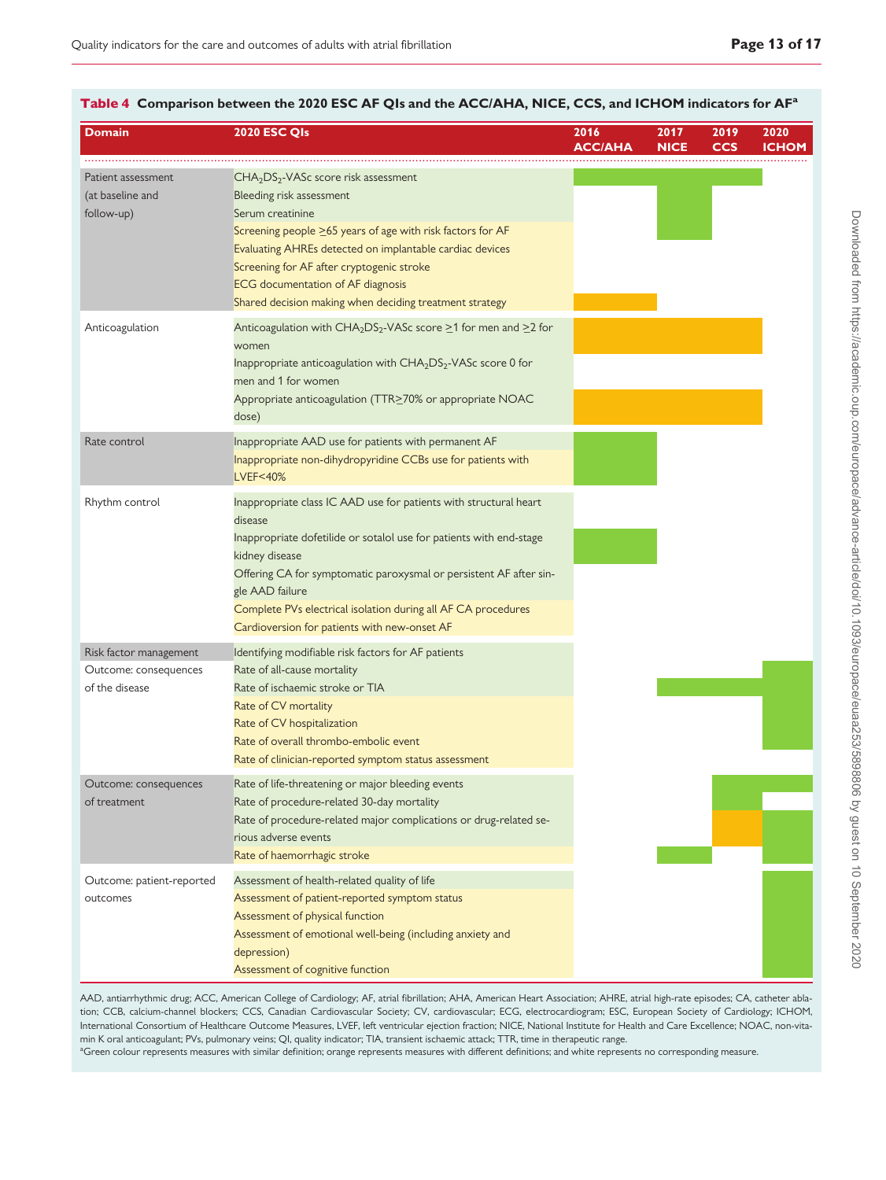**Table 4 Comparison between the 2020 ESC AF QIs and the ACC/AHA, NICE, CCS, and ICHOM indicators for AF[a]**

| Domain | 2020 ESC QIs | 2016 ACC/AHA | 2017 NICE | 2019 CCS | 2020 ICHOM |
|---|---|---|---|---|---|
| Patient assessment (at baseline and follow-up) | $CHA_2DS_2$-VASc score risk assessment | Green | Green | Green | |
| | Bleeding risk assessment | | Green | | |
| | Serum creatinine | | Green | | |
| | Screening people ≥65 years of age with risk factors for AF | | Green | | |
| | Evaluating AHREs detected on implantable cardiac devices | | | | |
| | Screening for AF after cryptogenic stroke | | | | |
| | ECG documentation of AF diagnosis | | | | |
| | Shared decision making when deciding treatment strategy | Orange | | | |
| Anticoagulation | Anticoagulation with $CHA_2DS_2$-VASc score ≥1 for men and ≥2 for women | Orange | Orange | Orange | |
| | Inappropriate anticoagulation with $CHA_2DS_2$-VASc score 0 for men and 1 for women | | | | |
| | Appropriate anticoagulation (TTR≥70% or appropriate NOAC dose) | Orange | Orange | Orange | |
| Rate control | Inappropriate AAD use for patients with permanent AF | Green | | | |
| | Inappropriate non-dihydropyridine CCBs use for patients with LVEF<40% | Green | | | |
| Rhythm control | Inappropriate class IC AAD use for patients with structural heart disease | | | | |
| | Inappropriate dofetilide or sotalol use for patients with end-stage kidney disease | Green | | | |
| | Offering CA for symptomatic paroxysmal or persistent AF after single AAD failure | | | | |
| | Complete PVs electrical isolation during all AF CA procedures | | | | |
| | Cardioversion for patients with new-onset AF | | | | |
| Risk factor management | Identifying modifiable risk factors for AF patients | | | | |
| Outcome: consequences of the disease | Rate of all-cause mortality | | | | Green |
| | Rate of ischaemic stroke or TIA | | Green | Green | Green |
| | Rate of CV mortality | | | | Green |
| | Rate of CV hospitalization | | | | Green |
| | Rate of overall thrombo-embolic event | | | | Green |
| | Rate of clinician-reported symptom status assessment | | | | |
| Outcome: consequences of treatment | Rate of life-threatening or major bleeding events | | | Green | Green |
| | Rate of procedure-related 30-day mortality | | | Green | |
| | Rate of procedure-related major complications or drug-related serious adverse events | | | Orange | Green |
| | Rate of haemorrhagic stroke | | Green | | Green |
| Outcome: patient-reported outcomes | Assessment of health-related quality of life | | | | Green |
| | Assessment of patient-reported symptom status | | | | Green |
| | Assessment of physical function | | | | Green |
| | Assessment of emotional well-being (including anxiety and depression) | | | | Green |
| | Assessment of cognitive function | | | | Green |

AAD, antiarrhythmic drug; ACC, American College of Cardiology; AF, atrial fibrillation; AHA, American Heart Association; AHRE, atrial high-rate episodes; CA, catheter ablation; CCB, calcium-channel blockers; CCS, Canadian Cardiovascular Society; CV, cardiovascular; ECG, electrocardiogram; ESC, European Society of Cardiology; ICHOM, International Consortium of Healthcare Outcome Measures, LVEF, left ventricular ejection fraction; NICE, National Institute for Health and Care Excellence; NOAC, non-vitamin K oral anticoagulant; PVs, pulmonary veins; QI, quality indicator; TIA, transient ischaemic attack; TTR, time in therapeutic range.

[a]Green colour represents measures with similar definition; orange represents measures with different definitions; and white represents no corresponding measure.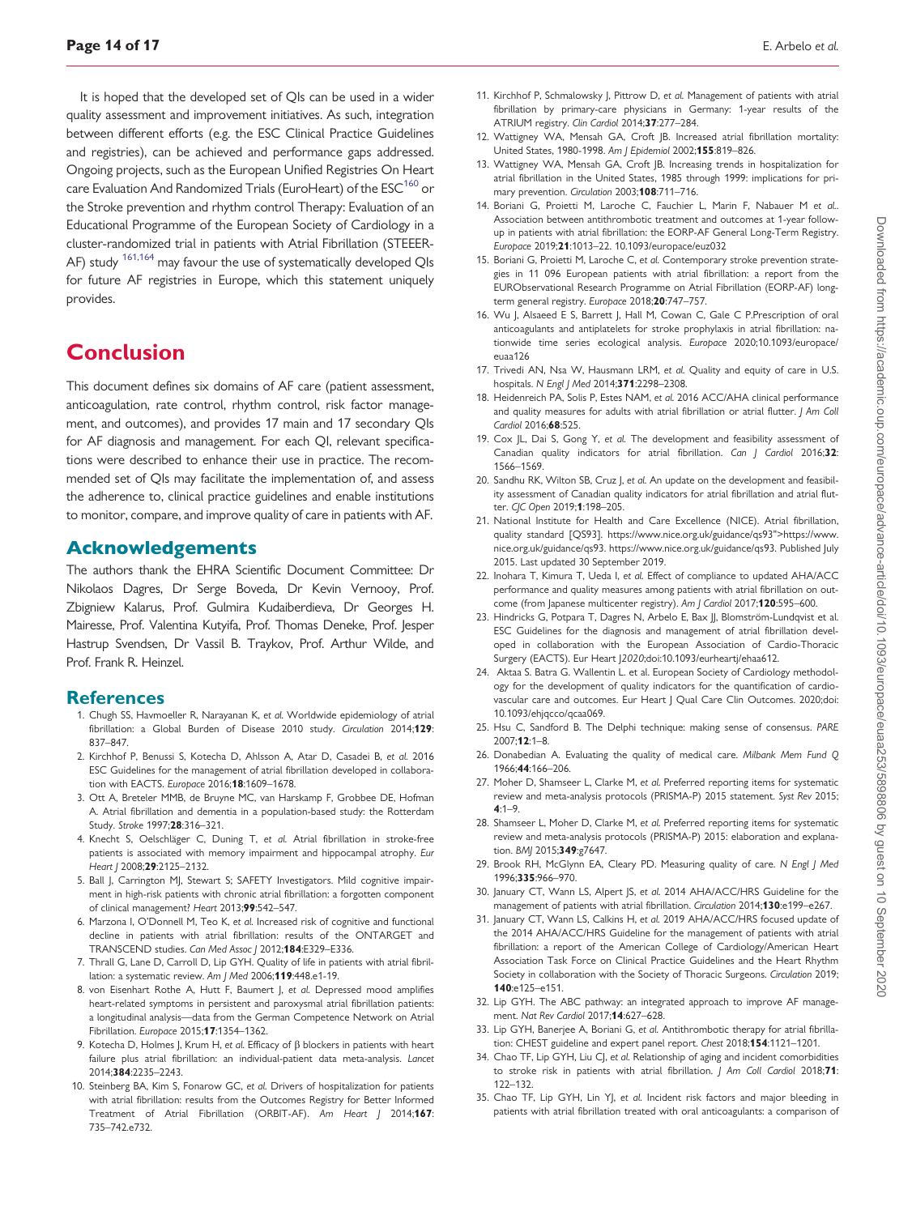It is hoped that the developed set of QIs can be used in a wider quality assessment and improvement initiatives. As such, integration between different efforts (e.g. the ESC Clinical Practice Guidelines and registries), can be achieved and performance gaps addressed. Ongoing projects, such as the European Unified Registries On Heart care Evaluation And Randomized Trials (EuroHeart) of the ESC[160] or the Stroke prevention and rhythm control Therapy: Evaluation of an Educational Programme of the European Society of Cardiology in a cluster-randomized trial in patients with Atrial Fibrillation (STEEER-AF) study [161,164] may favour the use of systematically developed QIs for future AF registries in Europe, which this statement uniquely provides.

# Conclusion

This document defines six domains of AF care (patient assessment, anticoagulation, rate control, rhythm control, risk factor management, and outcomes), and provides 17 main and 17 secondary QIs for AF diagnosis and management. For each QI, relevant specifications were described to enhance their use in practice. The recommended set of QIs may facilitate the implementation of, and assess the adherence to, clinical practice guidelines and enable institutions to monitor, compare, and improve quality of care in patients with AF.

## Acknowledgements

The authors thank the EHRA Scientific Document Committee: Dr Nikolaos Dagres, Dr Serge Boveda, Dr Kevin Vernooy, Prof. Zbigniew Kalarus, Prof. Gulmira Kudaiberdieva, Dr Georges H. Mairesse, Prof. Valentina Kutyifa, Prof. Thomas Deneke, Prof. Jesper Hastrup Svendsen, Dr Vassil B. Traykov, Prof. Arthur Wilde, and Prof. Frank R. Heinzel.

## References

1. Chugh SS, Havmoeller R, Narayanan K, *et al.* Worldwide epidemiology of atrial fibrillation: a Global Burden of Disease 2010 study. *Circulation* 2014;**129**: 837–847.
2. Kirchhof P, Benussi S, Kotecha D, Ahlsson A, Atar D, Casadei B, *et al.* 2016 ESC Guidelines for the management of atrial fibrillation developed in collaboration with EACTS. *Europace* 2016;**18**:1609–1678.
3. Ott A, Breteler MMB, de Bruyne MC, van Harskamp F, Grobbee DE, Hofman A. Atrial fibrillation and dementia in a population-based study: the Rotterdam Study. *Stroke* 1997;**28**:316–321.
4. Knecht S, Oelschläger C, Duning T, *et al.* Atrial fibrillation in stroke-free patients is associated with memory impairment and hippocampal atrophy. *Eur Heart J* 2008;**29**:2125–2132.
5. Ball J, Carrington MJ, Stewart S; SAFETY Investigators. Mild cognitive impairment in high-risk patients with chronic atrial fibrillation: a forgotten component of clinical management? *Heart* 2013;**99**:542–547.
6. Marzona I, O'Donnell M, Teo K, *et al.* Increased risk of cognitive and functional decline in patients with atrial fibrillation: results of the ONTARGET and TRANSCEND studies. *Can Med Assoc J* 2012;**184**:E329–E336.
7. Thrall G, Lane D, Carroll D, Lip GYH. Quality of life in patients with atrial fibrillation: a systematic review. *Am J Med* 2006;**119**:448.e1-19.
8. von Eisenhart Rothe A, Hutt F, Baumert J, *et al.* Depressed mood amplifies heart-related symptoms in persistent and paroxysmal atrial fibrillation patients: a longitudinal analysis—data from the German Competence Network on Atrial Fibrillation. *Europace* 2015;**17**:1354–1362.
9. Kotecha D, Holmes J, Krum H, *et al.* Efficacy of β blockers in patients with heart failure plus atrial fibrillation: an individual-patient data meta-analysis. *Lancet* 2014;**384**:2235–2243.
10. Steinberg BA, Kim S, Fonarow GC, *et al.* Drivers of hospitalization for patients with atrial fibrillation: results from the Outcomes Registry for Better Informed Treatment of Atrial Fibrillation (ORBIT-AF). *Am Heart J* 2014;**167**: 735–742.e732.
11. Kirchhof P, Schmalowsky J, Pittrow D, *et al.* Management of patients with atrial fibrillation by primary-care physicians in Germany: 1-year results of the ATRIUM registry. *Clin Cardiol* 2014;**37**:277–284.
12. Wattigney WA, Mensah GA, Croft JB. Increased atrial fibrillation mortality: United States, 1980-1998. *Am J Epidemiol* 2002;**155**:819–826.
13. Wattigney WA, Mensah GA, Croft JB. Increasing trends in hospitalization for atrial fibrillation in the United States, 1985 through 1999: implications for primary prevention. *Circulation* 2003;**108**:711–716.
14. Boriani G, Proietti M, Laroche C, Fauchier L, Marin F, Nabauer M *et al.*. Association between antithrombotic treatment and outcomes at 1-year follow-up in patients with atrial fibrillation: the EORP-AF General Long-Term Registry. *Europace* 2019;**21**:1013–22. 10.1093/europace/euz032
15. Boriani G, Proietti M, Laroche C, *et al.* Contemporary stroke prevention strategies in 11 096 European patients with atrial fibrillation: a report from the EURObservational Research Programme on Atrial Fibrillation (EORP-AF) long-term general registry. *Europace* 2018;**20**:747–757.
16. Wu J, Alsaeed E S, Barrett J, Hall M, Cowan C, Gale C P.Prescription of oral anticoagulants and antiplatelets for stroke prophylaxis in atrial fibrillation: nationwide time series ecological analysis. *Europace* 2020;10.1093/europace/euaa126
17. Trivedi AN, Nsa W, Hausmann LRM, *et al.* Quality and equity of care in U.S. hospitals. *N Engl J Med* 2014;**371**:2298–2308.
18. Heidenreich PA, Solis P, Estes NAM, *et al.* 2016 ACC/AHA clinical performance and quality measures for adults with atrial fibrillation or atrial flutter. *J Am Coll Cardiol* 2016;**68**:525.
19. Cox JL, Dai S, Gong Y, *et al.* The development and feasibility assessment of Canadian quality indicators for atrial fibrillation. *Can J Cardiol* 2016;**32**: 1566–1569.
20. Sandhu RK, Wilton SB, Cruz J, *et al.* An update on the development and feasibility assessment of Canadian quality indicators for atrial fibrillation and atrial flutter. *CJC Open* 2019;**1**:198–205.
21. National Institute for Health and Care Excellence (NICE). Atrial fibrillation, quality standard [QS93]. https://www.nice.org.uk/guidance/qs93">https://www.nice.org.uk/guidance/qs93. https://www.nice.org.uk/guidance/qs93. Published July 2015. Last updated 30 September 2019.
22. Inohara T, Kimura T, Ueda I, *et al.* Effect of compliance to updated AHA/ACC performance and quality measures among patients with atrial fibrillation on outcome (from Japanese multicenter registry). *Am J Cardiol* 2017;**120**:595–600.
23. Hindricks G, Potpara T, Dagres N, Arbelo E, Bax JJ, Blomström-Lundqvist et al. ESC Guidelines for the diagnosis and management of atrial fibrillation developed in collaboration with the European Association of Cardio-Thoracic Surgery (EACTS). Eur Heart J*2020*;doi:10.1093/eurheartj/ehaa612.
24. Aktaa S. Batra G. Wallentin L. et al. European Society of Cardiology methodology for the development of quality indicators for the quantification of cardiovascular care and outcomes. Eur Heart J Qual Care Clin Outcomes. 2020;doi: 10.1093/ehjqcco/qcaa069.
25. Hsu C, Sandford B. The Delphi technique: making sense of consensus. *PARE* 2007;**12**:1–8.
26. Donabedian A. Evaluating the quality of medical care. *Milbank Mem Fund Q* 1966;**44**:166–206.
27. Moher D, Shamseer L, Clarke M, *et al.* Preferred reporting items for systematic review and meta-analysis protocols (PRISMA-P) 2015 statement. *Syst Rev* 2015; **4**:1–9.
28. Shamseer L, Moher D, Clarke M, *et al.* Preferred reporting items for systematic review and meta-analysis protocols (PRISMA-P) 2015: elaboration and explanation. *BMJ* 2015;**349**:g7647.
29. Brook RH, McGlynn EA, Cleary PD. Measuring quality of care. *N Engl J Med* 1996;**335**:966–970.
30. January CT, Wann LS, Alpert JS, *et al.* 2014 AHA/ACC/HRS Guideline for the management of patients with atrial fibrillation. *Circulation* 2014;**130**:e199–e267.
31. January CT, Wann LS, Calkins H, *et al.* 2019 AHA/ACC/HRS focused update of the 2014 AHA/ACC/HRS Guideline for the management of patients with atrial fibrillation: a report of the American College of Cardiology/American Heart Association Task Force on Clinical Practice Guidelines and the Heart Rhythm Society in collaboration with the Society of Thoracic Surgeons. *Circulation* 2019; **140**:e125–e151.
32. Lip GYH. The ABC pathway: an integrated approach to improve AF management. *Nat Rev Cardiol* 2017;**14**:627–628.
33. Lip GYH, Banerjee A, Boriani G, *et al.* Antithrombotic therapy for atrial fibrillation: CHEST guideline and expert panel report. *Chest* 2018;**154**:1121–1201.
34. Chao TF, Lip GYH, Liu CJ, *et al.* Relationship of aging and incident comorbidities to stroke risk in patients with atrial fibrillation. *J Am Coll Cardiol* 2018;**71**: 122–132.
35. Chao TF, Lip GYH, Lin YJ, *et al.* Incident risk factors and major bleeding in patients with atrial fibrillation treated with oral anticoagulants: a comparison of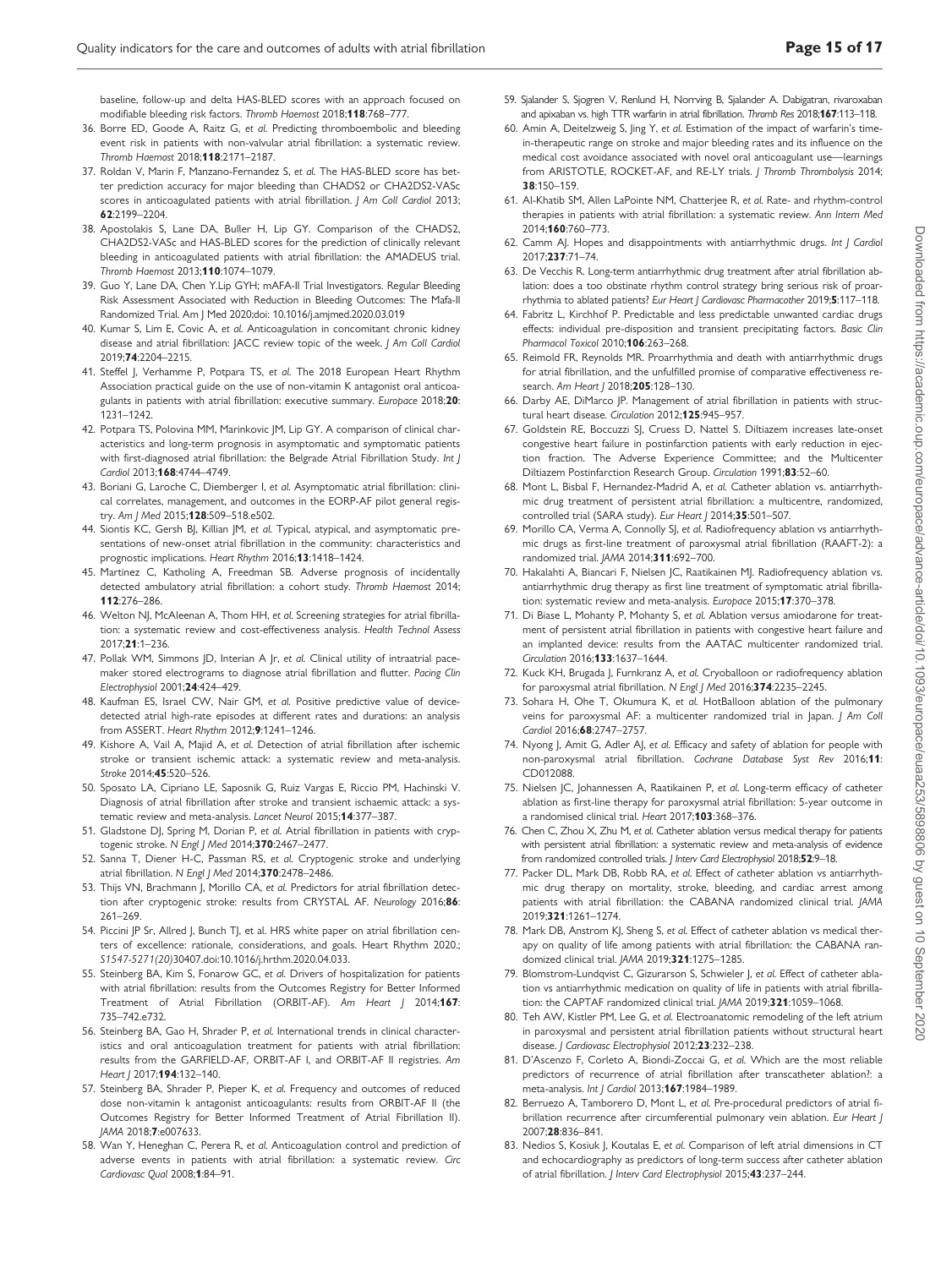baseline, follow-up and delta HAS-BLED scores with an approach focused on modifiable bleeding risk factors. *Thromb Haemost* 2018;**118**:768–777.

36. Borre ED, Goode A, Raitz G, *et al.* Predicting thromboembolic and bleeding event risk in patients with non-valvular atrial fibrillation: a systematic review. *Thromb Haemost* 2018;**118**:2171–2187.
37. Roldan V, Marin F, Manzano-Fernandez S, *et al.* The HAS-BLED score has better prediction accuracy for major bleeding than CHADS2 or CHA2DS2-VASc scores in anticoagulated patients with atrial fibrillation. *J Am Coll Cardiol* 2013; **62**:2199–2204.
38. Apostolakis S, Lane DA, Buller H, Lip GY. Comparison of the CHADS2, CHA2DS2-VASc and HAS-BLED scores for the prediction of clinically relevant bleeding in anticoagulated patients with atrial fibrillation: the AMADEUS trial. *Thromb Haemost* 2013;**110**:1074–1079.
39. Guo Y, Lane DA, Chen Y.Lip GYH; mAFA-II Trial Investigators. Regular Bleeding Risk Assessment Associated with Reduction in Bleeding Outcomes: The Mafa-II Randomized Trial. Am J Med 2020;doi: 10.1016/j.amjmed.2020.03.019
40. Kumar S, Lim E, Covic A, *et al.* Anticoagulation in concomitant chronic kidney disease and atrial fibrillation: JACC review topic of the week. *J Am Coll Cardiol* 2019;**74**:2204–2215.
41. Steffel J, Verhamme P, Potpara TS, *et al.* The 2018 European Heart Rhythm Association practical guide on the use of non-vitamin K antagonist oral anticoagulants in patients with atrial fibrillation: executive summary. *Europace* 2018;**20**: 1231–1242.
42. Potpara TS, Polovina MM, Marinkovic JM, Lip GY. A comparison of clinical characteristics and long-term prognosis in asymptomatic and symptomatic patients with first-diagnosed atrial fibrillation: the Belgrade Atrial Fibrillation Study. *Int J Cardiol* 2013;**168**:4744–4749.
43. Boriani G, Laroche C, Diemberger I, *et al.* Asymptomatic atrial fibrillation: clinical correlates, management, and outcomes in the EORP-AF pilot general registry. *Am J Med* 2015;**128**:509–518.e502.
44. Siontis KC, Gersh BJ, Killian JM, *et al.* Typical, atypical, and asymptomatic presentations of new-onset atrial fibrillation in the community: characteristics and prognostic implications. *Heart Rhythm* 2016;**13**:1418–1424.
45. Martinez C, Katholing A, Freedman SB. Adverse prognosis of incidentally detected ambulatory atrial fibrillation: a cohort study. *Thromb Haemost* 2014; **112**:276–286.
46. Welton NJ, McAleenan A, Thom HH, *et al.* Screening strategies for atrial fibrillation: a systematic review and cost-effectiveness analysis. *Health Technol Assess* 2017;**21**:1–236.
47. Pollak WM, Simmons JD, Interian A Jr, *et al.* Clinical utility of intraatrial pacemaker stored electrograms to diagnose atrial fibrillation and flutter. *Pacing Clin Electrophysiol* 2001;**24**:424–429.
48. Kaufman ES, Israel CW, Nair GM, *et al.* Positive predictive value of device-detected atrial high-rate episodes at different rates and durations: an analysis from ASSERT. *Heart Rhythm* 2012;**9**:1241–1246.
49. Kishore A, Vail A, Majid A, *et al.* Detection of atrial fibrillation after ischemic stroke or transient ischemic attack: a systematic review and meta-analysis. *Stroke* 2014;**45**:520–526.
50. Sposato LA, Cipriano LE, Saposnik G, Ruiz Vargas E, Riccio PM, Hachinski V. Diagnosis of atrial fibrillation after stroke and transient ischaemic attack: a systematic review and meta-analysis. *Lancet Neurol* 2015;**14**:377–387.
51. Gladstone DJ, Spring M, Dorian P, *et al.* Atrial fibrillation in patients with cryptogenic stroke. *N Engl J Med* 2014;**370**:2467–2477.
52. Sanna T, Diener H-C, Passman RS, *et al.* Cryptogenic stroke and underlying atrial fibrillation. *N Engl J Med* 2014;**370**:2478–2486.
53. Thijs VN, Brachmann J, Morillo CA, *et al.* Predictors for atrial fibrillation detection after cryptogenic stroke: results from CRYSTAL AF. *Neurology* 2016;**86**: 261–269.
54. Piccini JP Sr, Allred J, Bunch TJ, et al. HRS white paper on atrial fibrillation centers of excellence: rationale, considerations, and goals. Heart Rhythm 2020.; *S1547-5271(20)*30407.doi:10.1016/j.hrthm.2020.04.033.
55. Steinberg BA, Kim S, Fonarow GC, *et al.* Drivers of hospitalization for patients with atrial fibrillation: results from the Outcomes Registry for Better Informed Treatment of Atrial Fibrillation (ORBIT-AF). *Am Heart J* 2014;**167**: 735–742.e732.
56. Steinberg BA, Gao H, Shrader P, *et al.* International trends in clinical characteristics and oral anticoagulation treatment for patients with atrial fibrillation: results from the GARFIELD-AF, ORBIT-AF I, and ORBIT-AF II registries. *Am Heart J* 2017;**194**:132–140.
57. Steinberg BA, Shrader P, Pieper K, *et al.* Frequency and outcomes of reduced dose non-vitamin k antagonist anticoagulants: results from ORBIT-AF II (the Outcomes Registry for Better Informed Treatment of Atrial Fibrillation II). *JAMA* 2018;**7**:e007633.
58. Wan Y, Heneghan C, Perera R, *et al.* Anticoagulation control and prediction of adverse events in patients with atrial fibrillation: a systematic review. *Circ Cardiovasc Qual* 2008;**1**:84–91.
59. Sjalander S, Sjogren V, Renlund H, Norrving B, Sjalander A. Dabigatran, rivaroxaban and apixaban vs. high TTR warfarin in atrial fibrillation. *Thromb Res* 2018;**167**:113–118.
60. Amin A, Deitelzweig S, Jing Y, *et al.* Estimation of the impact of warfarin's time-in-therapeutic range on stroke and major bleeding rates and its influence on the medical cost avoidance associated with novel oral anticoagulant use—learnings from ARISTOTLE, ROCKET-AF, and RE-LY trials. *J Thromb Thrombolysis* 2014; **38**:150–159.
61. Al-Khatib SM, Allen LaPointe NM, Chatterjee R, *et al.* Rate- and rhythm-control therapies in patients with atrial fibrillation: a systematic review. *Ann Intern Med* 2014;**160**:760–773.
62. Camm AJ. Hopes and disappointments with antiarrhythmic drugs. *Int J Cardiol* 2017;**237**:71–74.
63. De Vecchis R. Long-term antiarrhythmic drug treatment after atrial fibrillation ablation: does a too obstinate rhythm control strategy bring serious risk of proarrhythmia to ablated patients? *Eur Heart J Cardiovasc Pharmacother* 2019;**5**:117–118.
64. Fabritz L, Kirchhof P. Predictable and less predictable unwanted cardiac drugs effects: individual pre-disposition and transient precipitating factors. *Basic Clin Pharmacol Toxicol* 2010;**106**:263–268.
65. Reimold FR, Reynolds MR. Proarrhythmia and death with antiarrhythmic drugs for atrial fibrillation, and the unfulfilled promise of comparative effectiveness research. *Am Heart J* 2018;**205**:128–130.
66. Darby AE, DiMarco JP. Management of atrial fibrillation in patients with structural heart disease. *Circulation* 2012;**125**:945–957.
67. Goldstein RE, Boccuzzi SJ, Cruess D, Nattel S. Diltiazem increases late-onset congestive heart failure in postinfarction patients with early reduction in ejection fraction. The Adverse Experience Committee; and the Multicenter Diltiazem Postinfarction Research Group. *Circulation* 1991;**83**:52–60.
68. Mont L, Bisbal F, Hernandez-Madrid A, *et al.* Catheter ablation vs. antiarrhythmic drug treatment of persistent atrial fibrillation: a multicentre, randomized, controlled trial (SARA study). *Eur Heart J* 2014;**35**:501–507.
69. Morillo CA, Verma A, Connolly SJ, *et al.* Radiofrequency ablation vs antiarrhythmic drugs as first-line treatment of paroxysmal atrial fibrillation (RAAFT-2): a randomized trial. *JAMA* 2014;**311**:692–700.
70. Hakalahti A, Biancari F, Nielsen JC, Raatikainen MJ. Radiofrequency ablation vs. antiarrhythmic drug therapy as first line treatment of symptomatic atrial fibrillation: systematic review and meta-analysis. *Europace* 2015;**17**:370–378.
71. Di Biase L, Mohanty P, Mohanty S, *et al.* Ablation versus amiodarone for treatment of persistent atrial fibrillation in patients with congestive heart failure and an implanted device: results from the AATAC multicenter randomized trial. *Circulation* 2016;**133**:1637–1644.
72. Kuck KH, Brugada J, Furnkranz A, *et al.* Cryoballoon or radiofrequency ablation for paroxysmal atrial fibrillation. *N Engl J Med* 2016;**374**:2235–2245.
73. Sohara H, Ohe T, Okumura K, *et al.* HotBalloon ablation of the pulmonary veins for paroxysmal AF: a multicenter randomized trial in Japan. *J Am Coll Cardiol* 2016;**68**:2747–2757.
74. Nyong J, Amit G, Adler AJ, *et al.* Efficacy and safety of ablation for people with non-paroxysmal atrial fibrillation. *Cochrane Database Syst Rev* 2016;**11**: CD012088.
75. Nielsen JC, Johannessen A, Raatikainen P, *et al.* Long-term efficacy of catheter ablation as first-line therapy for paroxysmal atrial fibrillation: 5-year outcome in a randomised clinical trial. *Heart* 2017;**103**:368–376.
76. Chen C, Zhou X, Zhu M, *et al.* Catheter ablation versus medical therapy for patients with persistent atrial fibrillation: a systematic review and meta-analysis of evidence from randomized controlled trials. *J Interv Card Electrophysiol* 2018;**52**:9–18.
77. Packer DL, Mark DB, Robb RA, *et al.* Effect of catheter ablation vs antiarrhythmic drug therapy on mortality, stroke, bleeding, and cardiac arrest among patients with atrial fibrillation: the CABANA randomized clinical trial. *JAMA* 2019;**321**:1261–1274.
78. Mark DB, Anstrom KJ, Sheng S, *et al.* Effect of catheter ablation vs medical therapy on quality of life among patients with atrial fibrillation: the CABANA randomized clinical trial. *JAMA* 2019;**321**:1275–1285.
79. Blomstrom-Lundqvist C, Gizurarson S, Schwieler J, *et al.* Effect of catheter ablation vs antiarrhythmic medication on quality of life in patients with atrial fibrillation: the CAPTAF randomized clinical trial. *JAMA* 2019;**321**:1059–1068.
80. Teh AW, Kistler PM, Lee G, *et al.* Electroanatomic remodeling of the left atrium in paroxysmal and persistent atrial fibrillation patients without structural heart disease. *J Cardiovasc Electrophysiol* 2012;**23**:232–238.
81. D'Ascenzo F, Corleto A, Biondi-Zoccai G, *et al.* Which are the most reliable predictors of recurrence of atrial fibrillation after transcatheter ablation?: a meta-analysis. *Int J Cardiol* 2013;**167**:1984–1989.
82. Berruezo A, Tamborero D, Mont L, *et al.* Pre-procedural predictors of atrial fibrillation recurrence after circumferential pulmonary vein ablation. *Eur Heart J* 2007;**28**:836–841.
83. Nedios S, Kosiuk J, Koutalas E, *et al.* Comparison of left atrial dimensions in CT and echocardiography as predictors of long-term success after catheter ablation of atrial fibrillation. *J Interv Card Electrophysiol* 2015;**43**:237–244.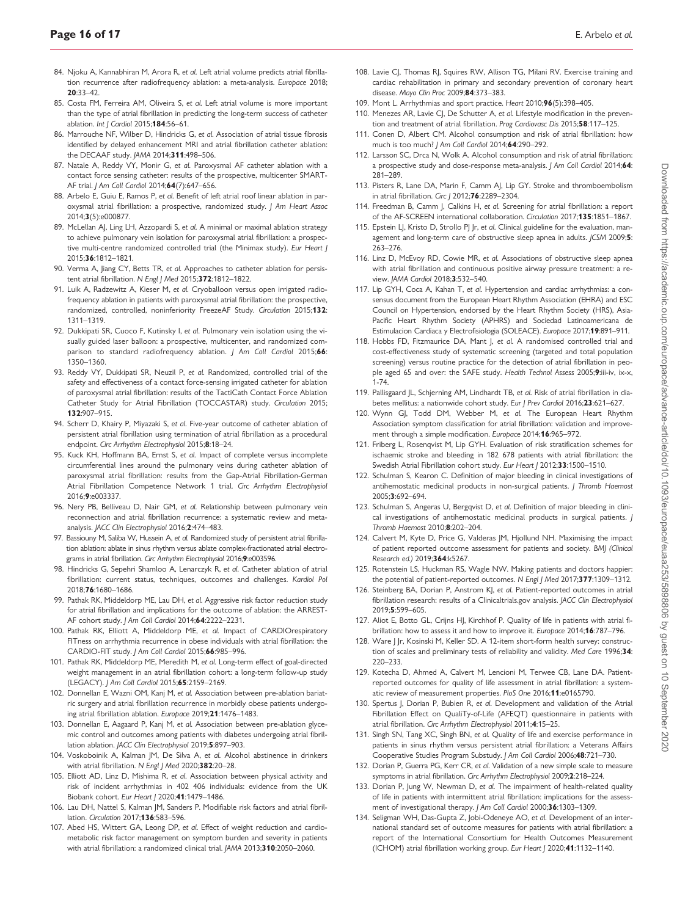84. Njoku A, Kannabhiran M, Arora R, *et al.* Left atrial volume predicts atrial fibrillation recurrence after radiofrequency ablation: a meta-analysis. *Europace* 2018; **20**:33–42.
85. Costa FM, Ferreira AM, Oliveira S, *et al.* Left atrial volume is more important than the type of atrial fibrillation in predicting the long-term success of catheter ablation. *Int J Cardiol* 2015;**184**:56–61.
86. Marrouche NF, Wilber D, Hindricks G, *et al.* Association of atrial tissue fibrosis identified by delayed enhancement MRI and atrial fibrillation catheter ablation: the DECAAF study. *JAMA* 2014;**311**:498–506.
87. Natale A, Reddy VY, Monir G, *et al.* Paroxysmal AF catheter ablation with a contact force sensing catheter: results of the prospective, multicenter SMART-AF trial. *J Am Coll Cardiol* 2014;**64**(7):647–656.
88. Arbelo E, Guiu E, Ramos P, *et al.* Benefit of left atrial roof linear ablation in paroxysmal atrial fibrillation: a prospective, randomized study. *J Am Heart Assoc* 2014;**3**(5):e000877.
89. McLellan AJ, Ling LH, Azzopardi S, *et al.* A minimal or maximal ablation strategy to achieve pulmonary vein isolation for paroxysmal atrial fibrillation: a prospective multi-centre randomized controlled trial (the Minimax study). *Eur Heart J* 2015;**36**:1812–1821.
90. Verma A, Jiang CY, Betts TR, *et al.* Approaches to catheter ablation for persistent atrial fibrillation. *N Engl J Med* 2015;**372**:1812–1822.
91. Luik A, Radzewitz A, Kieser M, *et al.* Cryoballoon versus open irrigated radiofrequency ablation in patients with paroxysmal atrial fibrillation: the prospective, randomized, controlled, noninferiority FreezeAF Study. *Circulation* 2015;**132**: 1311–1319.
92. Dukkipati SR, Cuoco F, Kutinsky I, *et al.* Pulmonary vein isolation using the visually guided laser balloon: a prospective, multicenter, and randomized comparison to standard radiofrequency ablation. *J Am Coll Cardiol* 2015;**66**: 1350–1360.
93. Reddy VY, Dukkipati SR, Neuzil P, *et al.* Randomized, controlled trial of the safety and effectiveness of a contact force-sensing irrigated catheter for ablation of paroxysmal atrial fibrillation: results of the TactiCath Contact Force Ablation Catheter Study for Atrial Fibrillation (TOCCASTAR) study. *Circulation* 2015; **132**:907–915.
94. Scherr D, Khairy P, Miyazaki S, *et al.* Five-year outcome of catheter ablation of persistent atrial fibrillation using termination of atrial fibrillation as a procedural endpoint. *Circ Arrhythm Electrophysiol* 2015;**8**:18–24.
95. Kuck KH, Hoffmann BA, Ernst S, *et al.* Impact of complete versus incomplete circumferential lines around the pulmonary veins during catheter ablation of paroxysmal atrial fibrillation: results from the Gap-Atrial Fibrillation-German Atrial Fibrillation Competence Network 1 trial. *Circ Arrhythm Electrophysiol* 2016;**9**:e003337.
96. Nery PB, Belliveau D, Nair GM, *et al.* Relationship between pulmonary vein reconnection and atrial fibrillation recurrence: a systematic review and meta-analysis. *JACC Clin Electrophysiol* 2016;**2**:474–483.
97. Bassiouny M, Saliba W, Hussein A, *et al.* Randomized study of persistent atrial fibrillation ablation: ablate in sinus rhythm versus ablate complex-fractionated atrial electrograms in atrial fibrillation. *Circ Arrhythm Electrophysiol* 2016;**9**:e003596.
98. Hindricks G, Sepehri Shamloo A, Lenarczyk R, *et al.* Catheter ablation of atrial fibrillation: current status, techniques, outcomes and challenges. *Kardiol Pol* 2018;**76**:1680–1686.
99. Pathak RK, Middeldorp ME, Lau DH, *et al.* Aggressive risk factor reduction study for atrial fibrillation and implications for the outcome of ablation: the ARREST-AF cohort study. *J Am Coll Cardiol* 2014;**64**:2222–2231.
100. Pathak RK, Elliott A, Middeldorp ME, *et al.* Impact of CARDIOrespiratory FITness on arrhythmia recurrence in obese individuals with atrial fibrillation: the CARDIO-FIT study. *J Am Coll Cardiol* 2015;**66**:985–996.
101. Pathak RK, Middeldorp ME, Meredith M, *et al.* Long-term effect of goal-directed weight management in an atrial fibrillation cohort: a long-term follow-up study (LEGACY). *J Am Coll Cardiol* 2015;**65**:2159–2169.
102. Donnellan E, Wazni OM, Kanj M, *et al.* Association between pre-ablation bariatric surgery and atrial fibrillation recurrence in morbidly obese patients undergoing atrial fibrillation ablation. *Europace* 2019;**21**:1476–1483.
103. Donnellan E, Aagaard P, Kanj M, *et al.* Association between pre-ablation glycemic control and outcomes among patients with diabetes undergoing atrial fibrillation ablation. *JACC Clin Electrophysiol* 2019;**5**:897–903.
104. Voskoboinik A, Kalman JM, De Silva A, *et al.* Alcohol abstinence in drinkers with atrial fibrillation. *N Engl J Med* 2020;**382**:20–28.
105. Elliott AD, Linz D, Mishima R, *et al.* Association between physical activity and risk of incident arrhythmias in 402 406 individuals: evidence from the UK Biobank cohort. *Eur Heart J* 2020;**41**:1479–1486.
106. Lau DH, Nattel S, Kalman JM, Sanders P. Modifiable risk factors and atrial fibrillation. *Circulation* 2017;**136**:583–596.
107. Abed HS, Wittert GA, Leong DP, *et al.* Effect of weight reduction and cardiometabolic risk factor management on symptom burden and severity in patients with atrial fibrillation: a randomized clinical trial. *JAMA* 2013;**310**:2050–2060.
108. Lavie CJ, Thomas RJ, Squires RW, Allison TG, Milani RV. Exercise training and cardiac rehabilitation in primary and secondary prevention of coronary heart disease. *Mayo Clin Proc* 2009;**84**:373–383.
109. Mont L. Arrhythmias and sport practice. *Heart* 2010;**96**(5):398–405.
110. Menezes AR, Lavie CJ, De Schutter A, *et al.* Lifestyle modification in the prevention and treatment of atrial fibrillation. *Prog Cardiovasc Dis* 2015;**58**:117–125.
111. Conen D, Albert CM. Alcohol consumption and risk of atrial fibrillation: how much is too much? *J Am Coll Cardiol* 2014;**64**:290–292.
112. Larsson SC, Drca N, Wolk A. Alcohol consumption and risk of atrial fibrillation: a prospective study and dose-response meta-analysis. *J Am Coll Cardiol* 2014;**64**: 281–289.
113. Pisters R, Lane DA, Marin F, Camm AJ, Lip GY. Stroke and thromboembolism in atrial fibrillation. *Circ J* 2012;**76**:2289–2304.
114. Freedman B, Camm J, Calkins H, *et al.* Screening for atrial fibrillation: a report of the AF-SCREEN international collaboration. *Circulation* 2017;**135**:1851–1867.
115. Epstein LJ, Kristo D, Strollo PJ Jr, *et al.* Clinical guideline for the evaluation, management and long-term care of obstructive sleep apnea in adults. *JCSM* 2009;**5**: 263–276.
116. Linz D, McEvoy RD, Cowie MR, *et al.* Associations of obstructive sleep apnea with atrial fibrillation and continuous positive airway pressure treatment: a review. *JAMA Cardiol* 2018;**3**:532–540.
117. Lip GYH, Coca A, Kahan T, *et al.* Hypertension and cardiac arrhythmias: a consensus document from the European Heart Rhythm Association (EHRA) and ESC Council on Hypertension, endorsed by the Heart Rhythm Society (HRS), Asia-Pacific Heart Rhythm Society (APHRS) and Sociedad Latinoamericana de Estimulacion Cardiaca y Electrofisiologia (SOLEACE). *Europace* 2017;**19**:891–911.
118. Hobbs FD, Fitzmaurice DA, Mant J, *et al.* A randomised controlled trial and cost-effectiveness study of systematic screening (targeted and total population screening) versus routine practice for the detection of atrial fibrillation in people aged 65 and over: the SAFE study. *Health Technol Assess* 2005;**9**:iii-iv, ix-x, 1-74.
119. Pallisgaard JL, Schjerning AM, Lindhardt TB, *et al.* Risk of atrial fibrillation in diabetes mellitus: a nationwide cohort study. *Eur J Prev Cardiol* 2016;**23**:621–627.
120. Wynn GJ, Todd DM, Webber M, *et al.* The European Heart Rhythm Association symptom classification for atrial fibrillation: validation and improvement through a simple modification. *Europace* 2014;**16**:965–972.
121. Friberg L, Rosenqvist M, Lip GYH. Evaluation of risk stratification schemes for ischaemic stroke and bleeding in 182 678 patients with atrial fibrillation: the Swedish Atrial Fibrillation cohort study. *Eur Heart J* 2012;**33**:1500–1510.
122. Schulman S, Kearon C. Definition of major bleeding in clinical investigations of antihemostatic medicinal products in non-surgical patients. *J Thromb Haemost* 2005;**3**:692–694.
123. Schulman S, Angeras U, Bergqvist D, *et al.* Definition of major bleeding in clinical investigations of antihemostatic medicinal products in surgical patients. *J Thromb Haemost* 2010;**8**:202–204.
124. Calvert M, Kyte D, Price G, Valderas JM, Hjollund NH. Maximising the impact of patient reported outcome assessment for patients and society. *BMJ (Clinical Research ed.)* 2019;**364**:k5267.
125. Rotenstein LS, Huckman RS, Wagle NW. Making patients and doctors happier: the potential of patient-reported outcomes. *N Engl J Med* 2017;**377**:1309–1312.
126. Steinberg BA, Dorian P, Anstrom KJ, *et al.* Patient-reported outcomes in atrial fibrillation research: results of a Clinicaltrials.gov analysis. *JACC Clin Electrophysiol* 2019;**5**:599–605.
127. Aliot E, Botto GL, Crijns HJ, Kirchhof P. Quality of life in patients with atrial fibrillation: how to assess it and how to improve it. *Europace* 2014;**16**:787–796.
128. Ware J Jr, Kosinski M, Keller SD. A 12-item short-form health survey: construction of scales and preliminary tests of reliability and validity. *Med Care* 1996;**34**: 220–233.
129. Kotecha D, Ahmed A, Calvert M, Lencioni M, Terwee CB, Lane DA. Patient-reported outcomes for quality of life assessment in atrial fibrillation: a systematic review of measurement properties. *PloS One* 2016;**11**:e0165790.
130. Spertus J, Dorian P, Bubien R, *et al.* Development and validation of the Atrial Fibrillation Effect on QualiTy-of-Life (AFEQT) questionnaire in patients with atrial fibrillation. *Circ Arrhythm Electrophysiol* 2011;**4**:15–25.
131. Singh SN, Tang XC, Singh BN, *et al.* Quality of life and exercise performance in patients in sinus rhythm versus persistent atrial fibrillation: a Veterans Affairs Cooperative Studies Program Substudy. *J Am Coll Cardiol* 2006;**48**:721–730.
132. Dorian P, Guerra PG, Kerr CR, *et al.* Validation of a new simple scale to measure symptoms in atrial fibrillation. *Circ Arrhythm Electrophysiol* 2009;**2**:218–224.
133. Dorian P, Jung W, Newman D, *et al.* The impairment of health-related quality of life in patients with intermittent atrial fibrillation: implications for the assessment of investigational therapy. *J Am Coll Cardiol* 2000;**36**:1303–1309.
134. Seligman WH, Das-Gupta Z, Jobi-Odeneye AO, *et al.* Development of an international standard set of outcome measures for patients with atrial fibrillation: a report of the International Consortium for Health Outcomes Measurement (ICHOM) atrial fibrillation working group. *Eur Heart J* 2020;**41**:1132–1140.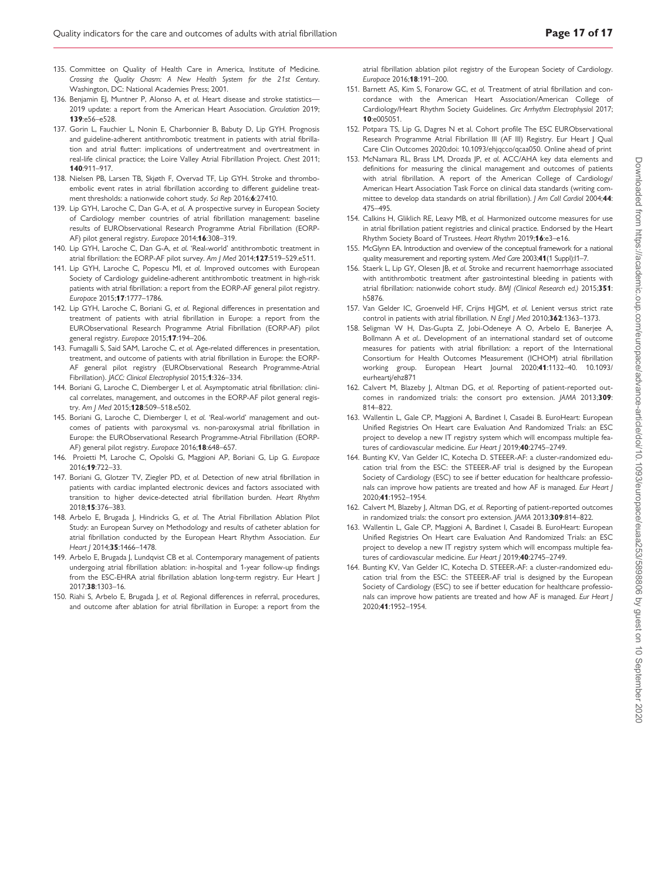135. Committee on Quality of Health Care in America, Institute of Medicine. *Crossing the Quality Chasm: A New Health System for the 21st Century*. Washington, DC: National Academies Press; 2001.

136. Benjamin EJ, Muntner P, Alonso A, *et al.* Heart disease and stroke statistics—2019 update: a report from the American Heart Association. *Circulation* 2019; **139**:e56–e528.

137. Gorin L, Fauchier L, Nonin E, Charbonnier B, Babuty D, Lip GYH. Prognosis and guideline-adherent antithrombotic treatment in patients with atrial fibrillation and atrial flutter: implications of undertreatment and overtreatment in real-life clinical practice; the Loire Valley Atrial Fibrillation Project. *Chest* 2011; **140**:911–917.

138. Nielsen PB, Larsen TB, Skjøth F, Overvad TF, Lip GYH. Stroke and thromboembolic event rates in atrial fibrillation according to different guideline treatment thresholds: a nationwide cohort study. *Sci Rep* 2016;**6**:27410.

139. Lip GYH, Laroche C, Dan G-A, *et al.* A prospective survey in European Society of Cardiology member countries of atrial fibrillation management: baseline results of EURObservational Research Programme Atrial Fibrillation (EORP-AF) pilot general registry. *Europace* 2014;**16**:308–319.

140. Lip GYH, Laroche C, Dan G-A, *et al.* 'Real-world' antithrombotic treatment in atrial fibrillation: the EORP-AF pilot survey. *Am J Med* 2014;**127**:519–529.e511.

141. Lip GYH, Laroche C, Popescu MI, *et al.* Improved outcomes with European Society of Cardiology guideline-adherent antithrombotic treatment in high-risk patients with atrial fibrillation: a report from the EORP-AF general pilot registry. *Europace* 2015;**17**:1777–1786.

142. Lip GYH, Laroche C, Boriani G, *et al.* Regional differences in presentation and treatment of patients with atrial fibrillation in Europe: a report from the EURObservational Research Programme Atrial Fibrillation (EORP-AF) pilot general registry. *Europace* 2015;**17**:194–206.

143. Fumagalli S, Said SAM, Laroche C, *et al.* Age-related differences in presentation, treatment, and outcome of patients with atrial fibrillation in Europe: the EORP-AF general pilot registry (EURObservational Research Programme-Atrial Fibrillation). *JACC: Clinical Electrophysiol* 2015;**1**:326–334.

144. Boriani G, Laroche C, Diemberger I, *et al.* Asymptomatic atrial fibrillation: clinical correlates, management, and outcomes in the EORP-AF pilot general registry. *Am J Med* 2015;**128**:509–518.e502.

145. Boriani G, Laroche C, Diemberger I, *et al.* 'Real-world' management and outcomes of patients with paroxysmal vs. non-paroxysmal atrial fibrillation in Europe: the EURObservational Research Programme-Atrial Fibrillation (EORP-AF) general pilot registry. *Europace* 2016;**18**:648–657.

146. Proietti M, Laroche C, Opolski G, Maggioni AP, Boriani G, Lip G. *Europace* 2016;**19**:722–33.

147. Boriani G, Glotzer TV, Ziegler PD, *et al.* Detection of new atrial fibrillation in patients with cardiac implanted electronic devices and factors associated with transition to higher device-detected atrial fibrillation burden. *Heart Rhythm* 2018;**15**:376–383.

148. Arbelo E, Brugada J, Hindricks G, *et al.* The Atrial Fibrillation Ablation Pilot Study: an European Survey on Methodology and results of catheter ablation for atrial fibrillation conducted by the European Heart Rhythm Association. *Eur Heart J* 2014;**35**:1466–1478.

149. Arbelo E, Brugada J, Lundqvist CB et al. Contemporary management of patients undergoing atrial fibrillation ablation: in-hospital and 1-year follow-up findings from the ESC-EHRA atrial fibrillation ablation long-term registry. Eur Heart J 2017;**38**:1303–16.

150. Riahi S, Arbelo E, Brugada J, *et al.* Regional differences in referral, procedures, and outcome after ablation for atrial fibrillation in Europe: a report from the atrial fibrillation ablation pilot registry of the European Society of Cardiology. *Europace* 2016;**18**:191–200.

151. Barnett AS, Kim S, Fonarow GC, *et al.* Treatment of atrial fibrillation and concordance with the American Heart Association/American College of Cardiology/Heart Rhythm Society Guidelines. *Circ Arrhythm Electrophysiol* 2017; **10**:e005051.

152. Potpara TS, Lip G, Dagres N et al. Cohort profile The ESC EURObservational Research Programme Atrial Fibrillation III (AF III) Registry. Eur Heart J Qual Care Clin Outcomes 2020;doi: 10.1093/ehjqcco/qcaa050. Online ahead of print

153. McNamara RL, Brass LM, Drozda JP, *et al.* ACC/AHA key data elements and definitions for measuring the clinical management and outcomes of patients with atrial fibrillation. A report of the American College of Cardiology/American Heart Association Task Force on clinical data standards (writing committee to develop data standards on atrial fibrillation). *J Am Coll Cardiol* 2004;**44**: 475–495.

154. Calkins H, Gliklich RE, Leavy MB, *et al.* Harmonized outcome measures for use in atrial fibrillation patient registries and clinical practice. Endorsed by the Heart Rhythm Society Board of Trustees. *Heart Rhythm* 2019;**16**:e3–e16.

155. McGlynn EA. Introduction and overview of the conceptual framework for a national quality measurement and reporting system. *Med Care* 2003;**41**(1 Suppl):I1–7.

156. Staerk L, Lip GY, Olesen JB, *et al.* Stroke and recurrent haemorrhage associated with antithrombotic treatment after gastrointestinal bleeding in patients with atrial fibrillation: nationwide cohort study. *BMJ (Clinical Research ed.)* 2015;**351**: h5876.

157. Van Gelder IC, Groenveld HF, Crijns HJGM, *et al.* Lenient versus strict rate control in patients with atrial fibrillation. *N Engl J Med* 2010;**362**:1363–1373.

158. Seligman W H, Das-Gupta Z, Jobi-Odeneye A O, Arbelo E, Banerjee A, Bollmann A *et al.*. Development of an international standard set of outcome measures for patients with atrial fibrillation: a report of the International Consortium for Health Outcomes Measurement (ICHOM) atrial fibrillation working group. European Heart Journal 2020;**41**:1132–40. 10.1093/eurheartj/ehz871

162. Calvert M, Blazeby J, Altman DG, *et al.* Reporting of patient-reported outcomes in randomized trials: the consort pro extension. *JAMA* 2013;**309**: 814–822.

163. Wallentin L, Gale CP, Maggioni A, Bardinet I, Casadei B. EuroHeart: European Unified Registries On Heart care Evaluation And Randomized Trials: an ESC project to develop a new IT registry system which will encompass multiple features of cardiovascular medicine. *Eur Heart J* 2019;**40**:2745–2749.

164. Bunting KV, Van Gelder IC, Kotecha D. STEEER-AF: a cluster-randomized education trial from the ESC: the STEEER-AF trial is designed by the European Society of Cardiology (ESC) to see if better education for healthcare professionals can improve how patients are treated and how AF is managed. *Eur Heart J* 2020;**41**:1952–1954.

162. Calvert M, Blazeby J, Altman DG, *et al.* Reporting of patient-reported outcomes in randomized trials: the consort pro extension. *JAMA* 2013;**309**:814–822.

163. Wallentin L, Gale CP, Maggioni A, Bardinet I, Casadei B. EuroHeart: European Unified Registries On Heart care Evaluation And Randomized Trials: an ESC project to develop a new IT registry system which will encompass multiple features of cardiovascular medicine. *Eur Heart J* 2019;**40**:2745–2749.

164. Bunting KV, Van Gelder IC, Kotecha D. STEEER-AF: a cluster-randomized education trial from the ESC: the STEEER-AF trial is designed by the European Society of Cardiology (ESC) to see if better education for healthcare professionals can improve how patients are treated and how AF is managed. *Eur Heart J* 2020;**41**:1952–1954.